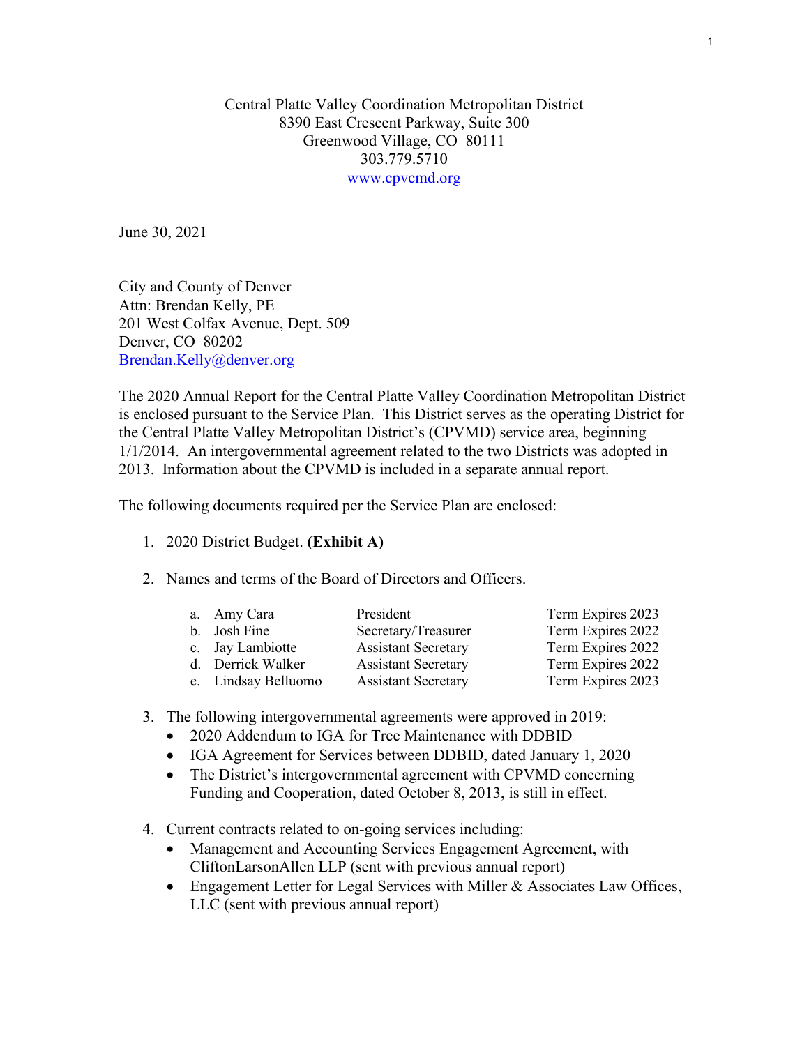Central Platte Valley Coordination Metropolitan District
8390 East Crescent Parkway, Suite 300
Greenwood Village, CO 80111
303.779.5710
www.cpvcmd.org

June 30, 2021

City and County of Denver
Attn: Brendan Kelly, PE
201 West Colfax Avenue, Dept. 509
Denver, CO 80202
Brendan.Kelly@denver.org

The 2020 Annual Report for the Central Platte Valley Coordination Metropolitan District is enclosed pursuant to the Service Plan. This District serves as the operating District for the Central Platte Valley Metropolitan District's (CPVMD) service area, beginning 1/1/2014. An intergovernmental agreement related to the two Districts was adopted in 2013. Information about the CPVMD is included in a separate annual report.

The following documents required per the Service Plan are enclosed:

1. 2020 District Budget. **(Exhibit A)**

2. Names and terms of the Board of Directors and Officers.

   a. Amy Cara — President — Term Expires 2023
   b. Josh Fine — Secretary/Treasurer — Term Expires 2022
   c. Jay Lambiotte — Assistant Secretary — Term Expires 2022
   d. Derrick Walker — Assistant Secretary — Term Expires 2022
   e. Lindsay Belluomo — Assistant Secretary — Term Expires 2023

3. The following intergovernmental agreements were approved in 2019:
   - 2020 Addendum to IGA for Tree Maintenance with DDBID
   - IGA Agreement for Services between DDBID, dated January 1, 2020
   - The District's intergovernmental agreement with CPVMD concerning Funding and Cooperation, dated October 8, 2013, is still in effect.

4. Current contracts related to on-going services including:
   - Management and Accounting Services Engagement Agreement, with CliftonLarsonAllen LLP (sent with previous annual report)
   - Engagement Letter for Legal Services with Miller & Associates Law Offices, LLC (sent with previous annual report)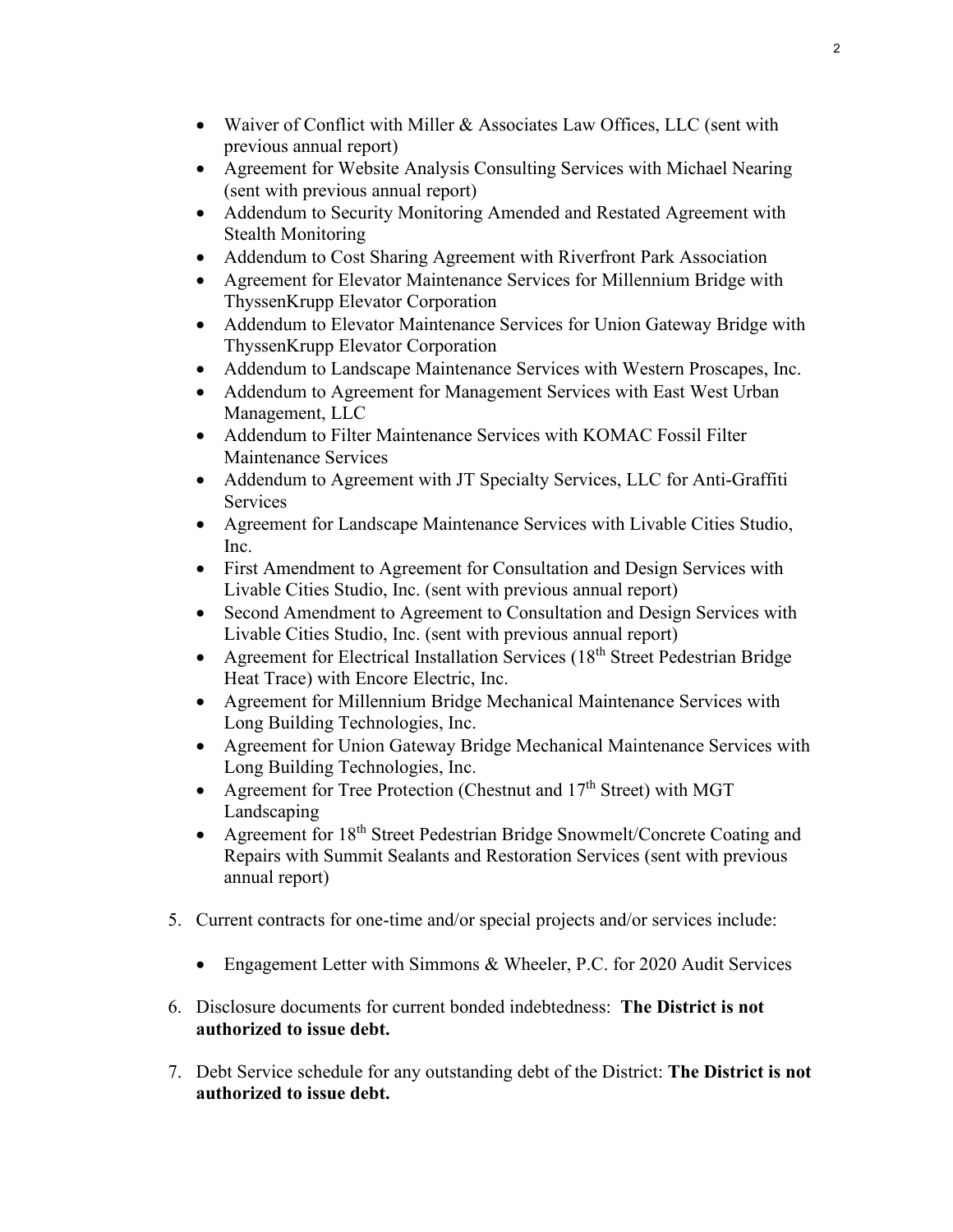- Waiver of Conflict with Miller & Associates Law Offices, LLC (sent with previous annual report)
- Agreement for Website Analysis Consulting Services with Michael Nearing (sent with previous annual report)
- Addendum to Security Monitoring Amended and Restated Agreement with Stealth Monitoring
- Addendum to Cost Sharing Agreement with Riverfront Park Association
- Agreement for Elevator Maintenance Services for Millennium Bridge with ThyssenKrupp Elevator Corporation
- Addendum to Elevator Maintenance Services for Union Gateway Bridge with ThyssenKrupp Elevator Corporation
- Addendum to Landscape Maintenance Services with Western Proscapes, Inc.
- Addendum to Agreement for Management Services with East West Urban Management, LLC
- Addendum to Filter Maintenance Services with KOMAC Fossil Filter Maintenance Services
- Addendum to Agreement with JT Specialty Services, LLC for Anti-Graffiti Services
- Agreement for Landscape Maintenance Services with Livable Cities Studio, Inc.
- First Amendment to Agreement for Consultation and Design Services with Livable Cities Studio, Inc. (sent with previous annual report)
- Second Amendment to Agreement to Consultation and Design Services with Livable Cities Studio, Inc. (sent with previous annual report)
- Agreement for Electrical Installation Services (18th Street Pedestrian Bridge Heat Trace) with Encore Electric, Inc.
- Agreement for Millennium Bridge Mechanical Maintenance Services with Long Building Technologies, Inc.
- Agreement for Union Gateway Bridge Mechanical Maintenance Services with Long Building Technologies, Inc.
- Agreement for Tree Protection (Chestnut and 17th Street) with MGT Landscaping
- Agreement for 18th Street Pedestrian Bridge Snowmelt/Concrete Coating and Repairs with Summit Sealants and Restoration Services (sent with previous annual report)

5. Current contracts for one-time and/or special projects and/or services include:

   - Engagement Letter with Simmons & Wheeler, P.C. for 2020 Audit Services

6. Disclosure documents for current bonded indebtedness: **The District is not authorized to issue debt.**

7. Debt Service schedule for any outstanding debt of the District: **The District is not authorized to issue debt.**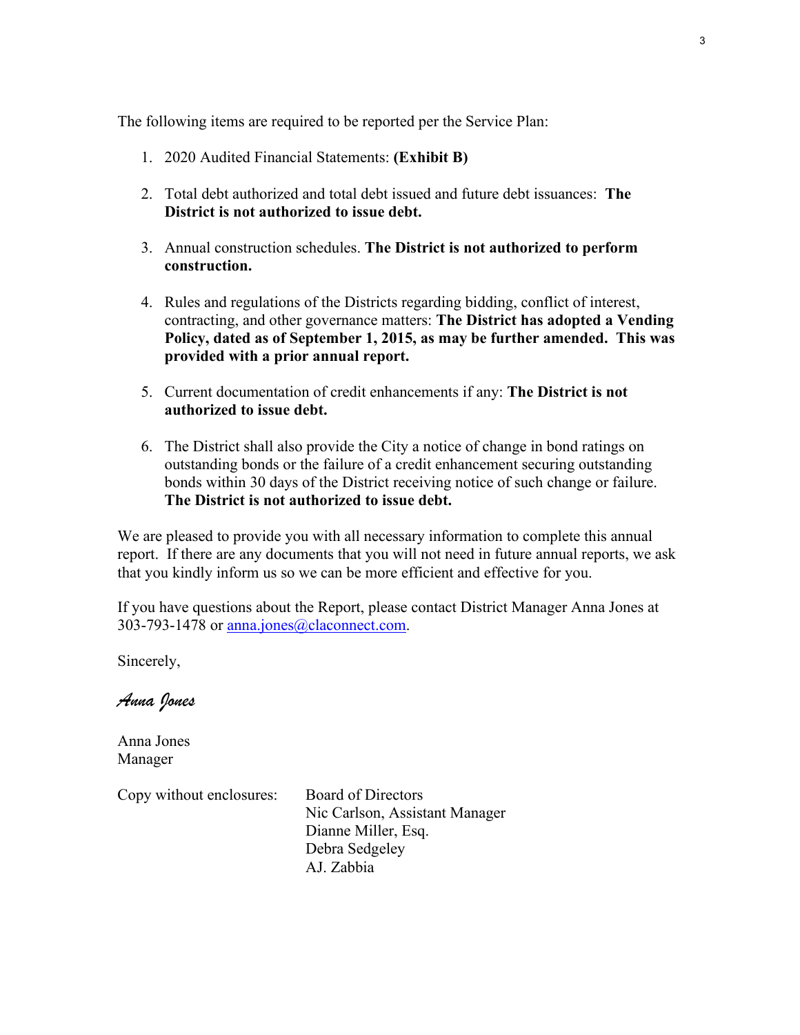The following items are required to be reported per the Service Plan:

1. 2020 Audited Financial Statements: **(Exhibit B)**

2. Total debt authorized and total debt issued and future debt issuances: **The District is not authorized to issue debt.**

3. Annual construction schedules. **The District is not authorized to perform construction.**

4. Rules and regulations of the Districts regarding bidding, conflict of interest, contracting, and other governance matters: **The District has adopted a Vending Policy, dated as of September 1, 2015, as may be further amended. This was provided with a prior annual report.**

5. Current documentation of credit enhancements if any: **The District is not authorized to issue debt.**

6. The District shall also provide the City a notice of change in bond ratings on outstanding bonds or the failure of a credit enhancement securing outstanding bonds within 30 days of the District receiving notice of such change or failure. **The District is not authorized to issue debt.**

We are pleased to provide you with all necessary information to complete this annual report. If there are any documents that you will not need in future annual reports, we ask that you kindly inform us so we can be more efficient and effective for you.

If you have questions about the Report, please contact District Manager Anna Jones at 303-793-1478 or anna.jones@claconnect.com.

Sincerely,

*Anna Jones*

Anna Jones
Manager

Copy without enclosures:

Board of Directors
Nic Carlson, Assistant Manager
Dianne Miller, Esq.
Debra Sedgeley
AJ. Zabbia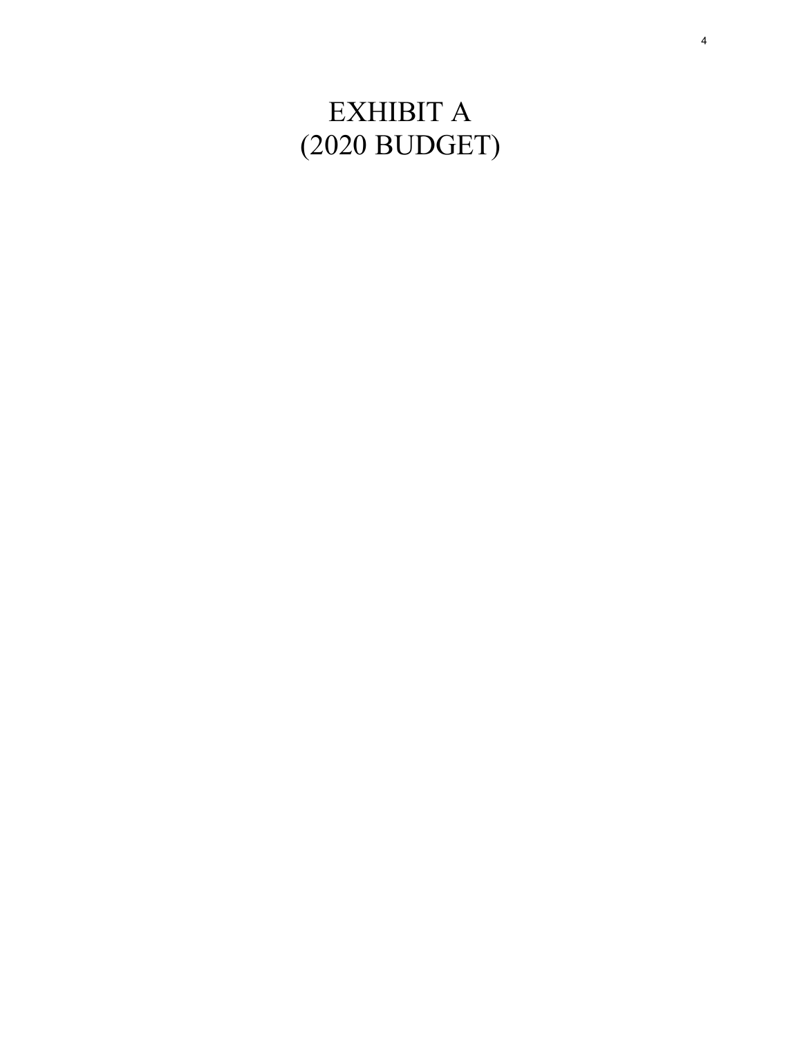# EXHIBIT A
# (2020 BUDGET)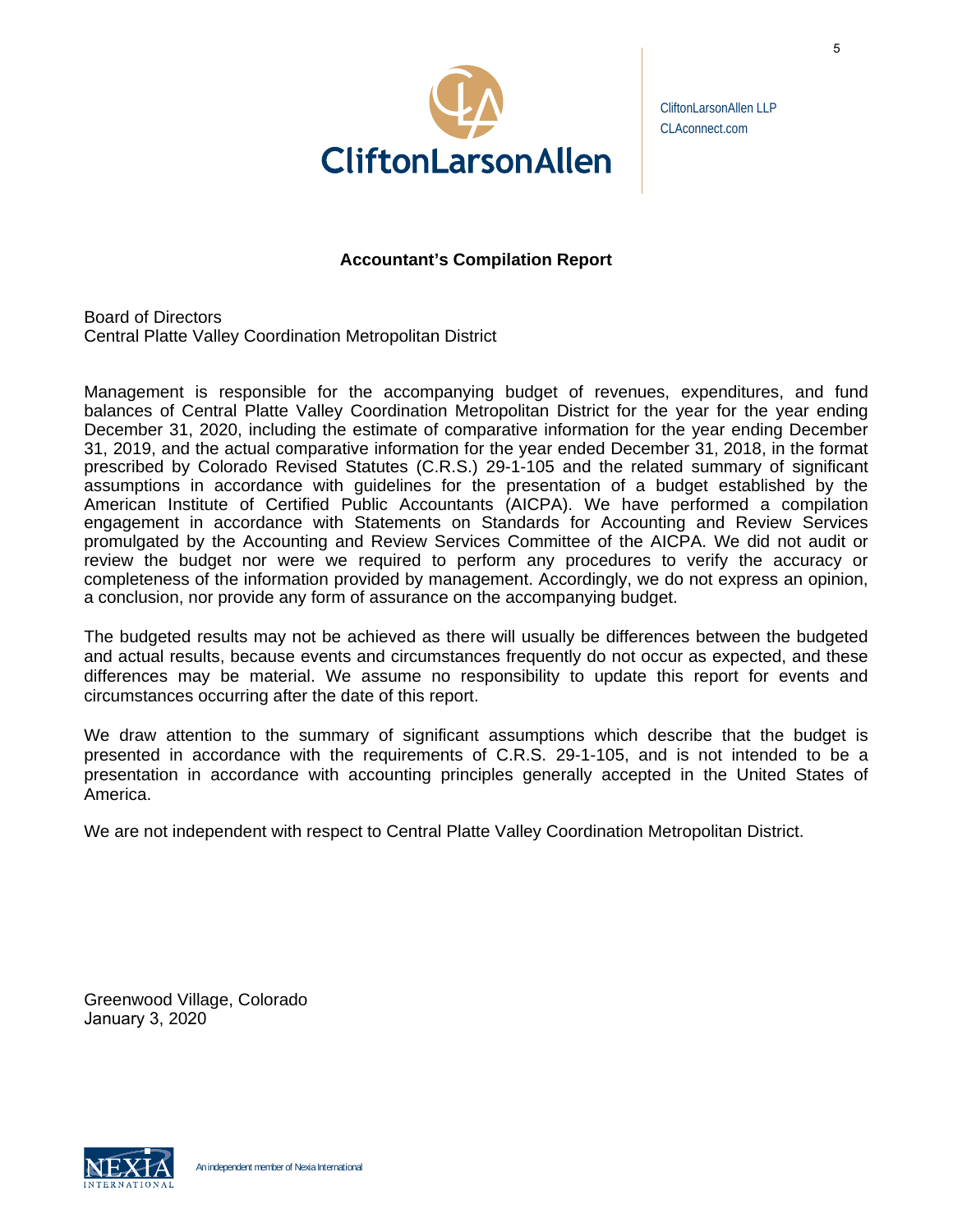CliftonLarsonAllen

CliftonLarsonAllen LLP
CLAconnect.com

## Accountant's Compilation Report

Board of Directors
Central Platte Valley Coordination Metropolitan District

Management is responsible for the accompanying budget of revenues, expenditures, and fund balances of Central Platte Valley Coordination Metropolitan District for the year for the year ending December 31, 2020, including the estimate of comparative information for the year ending December 31, 2019, and the actual comparative information for the year ended December 31, 2018, in the format prescribed by Colorado Revised Statutes (C.R.S.) 29-1-105 and the related summary of significant assumptions in accordance with guidelines for the presentation of a budget established by the American Institute of Certified Public Accountants (AICPA). We have performed a compilation engagement in accordance with Statements on Standards for Accounting and Review Services promulgated by the Accounting and Review Services Committee of the AICPA. We did not audit or review the budget nor were we required to perform any procedures to verify the accuracy or completeness of the information provided by management. Accordingly, we do not express an opinion, a conclusion, nor provide any form of assurance on the accompanying budget.

The budgeted results may not be achieved as there will usually be differences between the budgeted and actual results, because events and circumstances frequently do not occur as expected, and these differences may be material. We assume no responsibility to update this report for events and circumstances occurring after the date of this report.

We draw attention to the summary of significant assumptions which describe that the budget is presented in accordance with the requirements of C.R.S. 29-1-105, and is not intended to be a presentation in accordance with accounting principles generally accepted in the United States of America.

We are not independent with respect to Central Platte Valley Coordination Metropolitan District.

Greenwood Village, Colorado
January 3, 2020

NEXIA INTERNATIONAL

An independent member of Nexia International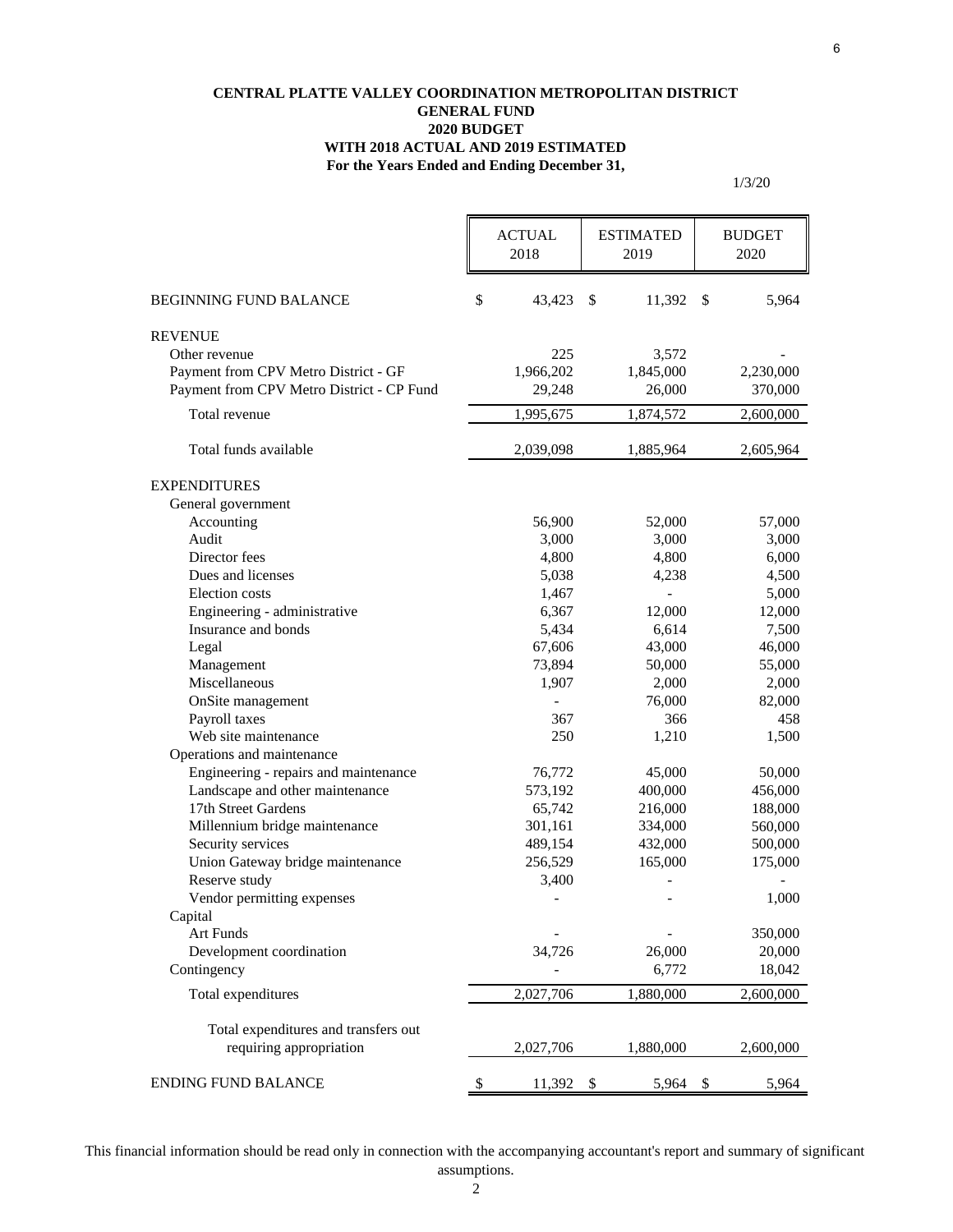**CENTRAL PLATTE VALLEY COORDINATION METROPOLITAN DISTRICT**
**GENERAL FUND**
**2020 BUDGET**
**WITH 2018 ACTUAL AND 2019 ESTIMATED**
**For the Years Ended and Ending December 31,**

1/3/20

| | ACTUAL 2018 | ESTIMATED 2019 | BUDGET 2020 |
|---|---|---|---|
| BEGINNING FUND BALANCE | $ 43,423 | $ 11,392 | $ 5,964 |
| REVENUE | | | |
| Other revenue | 225 | 3,572 | - |
| Payment from CPV Metro District - GF | 1,966,202 | 1,845,000 | 2,230,000 |
| Payment from CPV Metro District - CP Fund | 29,248 | 26,000 | 370,000 |
| Total revenue | 1,995,675 | 1,874,572 | 2,600,000 |
| Total funds available | 2,039,098 | 1,885,964 | 2,605,964 |
| EXPENDITURES | | | |
| General government | | | |
| Accounting | 56,900 | 52,000 | 57,000 |
| Audit | 3,000 | 3,000 | 3,000 |
| Director fees | 4,800 | 4,800 | 6,000 |
| Dues and licenses | 5,038 | 4,238 | 4,500 |
| Election costs | 1,467 | - | 5,000 |
| Engineering - administrative | 6,367 | 12,000 | 12,000 |
| Insurance and bonds | 5,434 | 6,614 | 7,500 |
| Legal | 67,606 | 43,000 | 46,000 |
| Management | 73,894 | 50,000 | 55,000 |
| Miscellaneous | 1,907 | 2,000 | 2,000 |
| OnSite management | - | 76,000 | 82,000 |
| Payroll taxes | 367 | 366 | 458 |
| Web site maintenance | 250 | 1,210 | 1,500 |
| Operations and maintenance | | | |
| Engineering - repairs and maintenance | 76,772 | 45,000 | 50,000 |
| Landscape and other maintenance | 573,192 | 400,000 | 456,000 |
| 17th Street Gardens | 65,742 | 216,000 | 188,000 |
| Millennium bridge maintenance | 301,161 | 334,000 | 560,000 |
| Security services | 489,154 | 432,000 | 500,000 |
| Union Gateway bridge maintenance | 256,529 | 165,000 | 175,000 |
| Reserve study | 3,400 | - | - |
| Vendor permitting expenses | - | - | 1,000 |
| Capital | | | |
| Art Funds | - | - | 350,000 |
| Development coordination | 34,726 | 26,000 | 20,000 |
| Contingency | - | 6,772 | 18,042 |
| Total expenditures | 2,027,706 | 1,880,000 | 2,600,000 |
| Total expenditures and transfers out requiring appropriation | 2,027,706 | 1,880,000 | 2,600,000 |
| ENDING FUND BALANCE | $ 11,392 | $ 5,964 | $ 5,964 |

This financial information should be read only in connection with the accompanying accountant's report and summary of significant assumptions.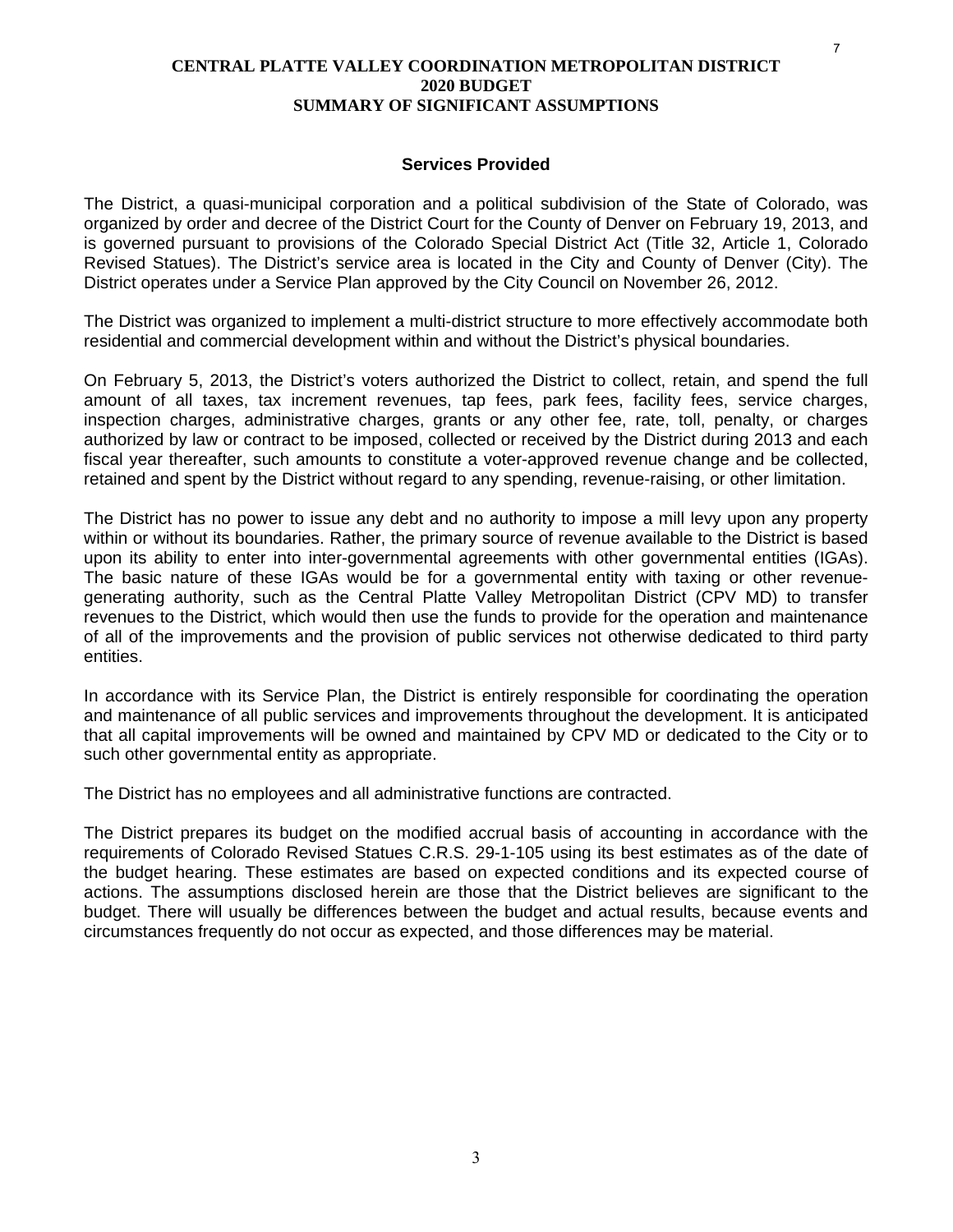# CENTRAL PLATTE VALLEY COORDINATION METROPOLITAN DISTRICT
## 2020 BUDGET
## SUMMARY OF SIGNIFICANT ASSUMPTIONS

### Services Provided

The District, a quasi-municipal corporation and a political subdivision of the State of Colorado, was organized by order and decree of the District Court for the County of Denver on February 19, 2013, and is governed pursuant to provisions of the Colorado Special District Act (Title 32, Article 1, Colorado Revised Statues). The District's service area is located in the City and County of Denver (City). The District operates under a Service Plan approved by the City Council on November 26, 2012.

The District was organized to implement a multi-district structure to more effectively accommodate both residential and commercial development within and without the District's physical boundaries.

On February 5, 2013, the District's voters authorized the District to collect, retain, and spend the full amount of all taxes, tax increment revenues, tap fees, park fees, facility fees, service charges, inspection charges, administrative charges, grants or any other fee, rate, toll, penalty, or charges authorized by law or contract to be imposed, collected or received by the District during 2013 and each fiscal year thereafter, such amounts to constitute a voter-approved revenue change and be collected, retained and spent by the District without regard to any spending, revenue-raising, or other limitation.

The District has no power to issue any debt and no authority to impose a mill levy upon any property within or without its boundaries. Rather, the primary source of revenue available to the District is based upon its ability to enter into inter-governmental agreements with other governmental entities (IGAs). The basic nature of these IGAs would be for a governmental entity with taxing or other revenue-generating authority, such as the Central Platte Valley Metropolitan District (CPV MD) to transfer revenues to the District, which would then use the funds to provide for the operation and maintenance of all of the improvements and the provision of public services not otherwise dedicated to third party entities.

In accordance with its Service Plan, the District is entirely responsible for coordinating the operation and maintenance of all public services and improvements throughout the development. It is anticipated that all capital improvements will be owned and maintained by CPV MD or dedicated to the City or to such other governmental entity as appropriate.

The District has no employees and all administrative functions are contracted.

The District prepares its budget on the modified accrual basis of accounting in accordance with the requirements of Colorado Revised Statues C.R.S. 29-1-105 using its best estimates as of the date of the budget hearing. These estimates are based on expected conditions and its expected course of actions. The assumptions disclosed herein are those that the District believes are significant to the budget. There will usually be differences between the budget and actual results, because events and circumstances frequently do not occur as expected, and those differences may be material.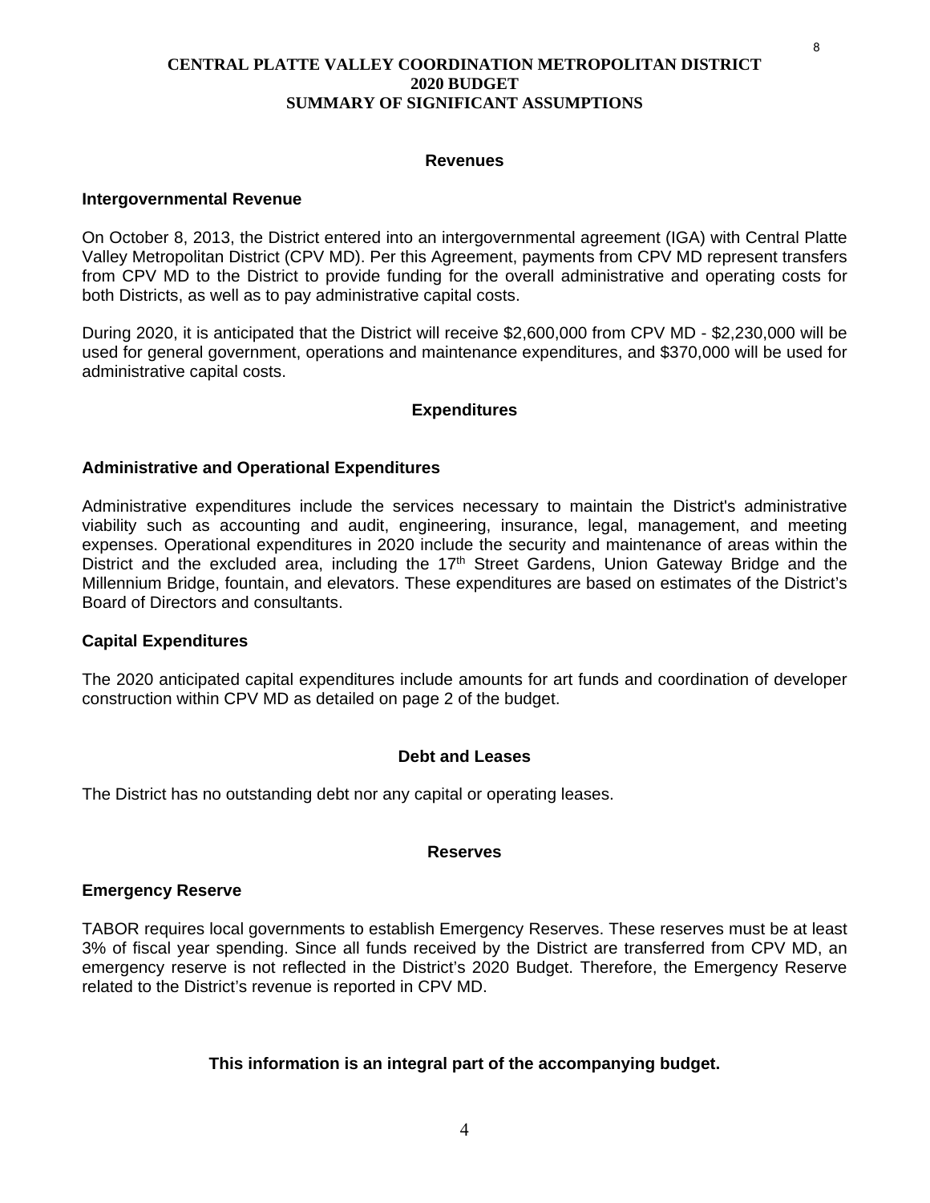# CENTRAL PLATTE VALLEY COORDINATION METROPOLITAN DISTRICT
# 2020 BUDGET
# SUMMARY OF SIGNIFICANT ASSUMPTIONS

## Revenues

### Intergovernmental Revenue

On October 8, 2013, the District entered into an intergovernmental agreement (IGA) with Central Platte Valley Metropolitan District (CPV MD). Per this Agreement, payments from CPV MD represent transfers from CPV MD to the District to provide funding for the overall administrative and operating costs for both Districts, as well as to pay administrative capital costs.

During 2020, it is anticipated that the District will receive $2,600,000 from CPV MD - $2,230,000 will be used for general government, operations and maintenance expenditures, and $370,000 will be used for administrative capital costs.

## Expenditures

### Administrative and Operational Expenditures

Administrative expenditures include the services necessary to maintain the District's administrative viability such as accounting and audit, engineering, insurance, legal, management, and meeting expenses. Operational expenditures in 2020 include the security and maintenance of areas within the District and the excluded area, including the 17th Street Gardens, Union Gateway Bridge and the Millennium Bridge, fountain, and elevators. These expenditures are based on estimates of the District's Board of Directors and consultants.

### Capital Expenditures

The 2020 anticipated capital expenditures include amounts for art funds and coordination of developer construction within CPV MD as detailed on page 2 of the budget.

## Debt and Leases

The District has no outstanding debt nor any capital or operating leases.

## Reserves

### Emergency Reserve

TABOR requires local governments to establish Emergency Reserves. These reserves must be at least 3% of fiscal year spending. Since all funds received by the District are transferred from CPV MD, an emergency reserve is not reflected in the District's 2020 Budget. Therefore, the Emergency Reserve related to the District's revenue is reported in CPV MD.

**This information is an integral part of the accompanying budget.**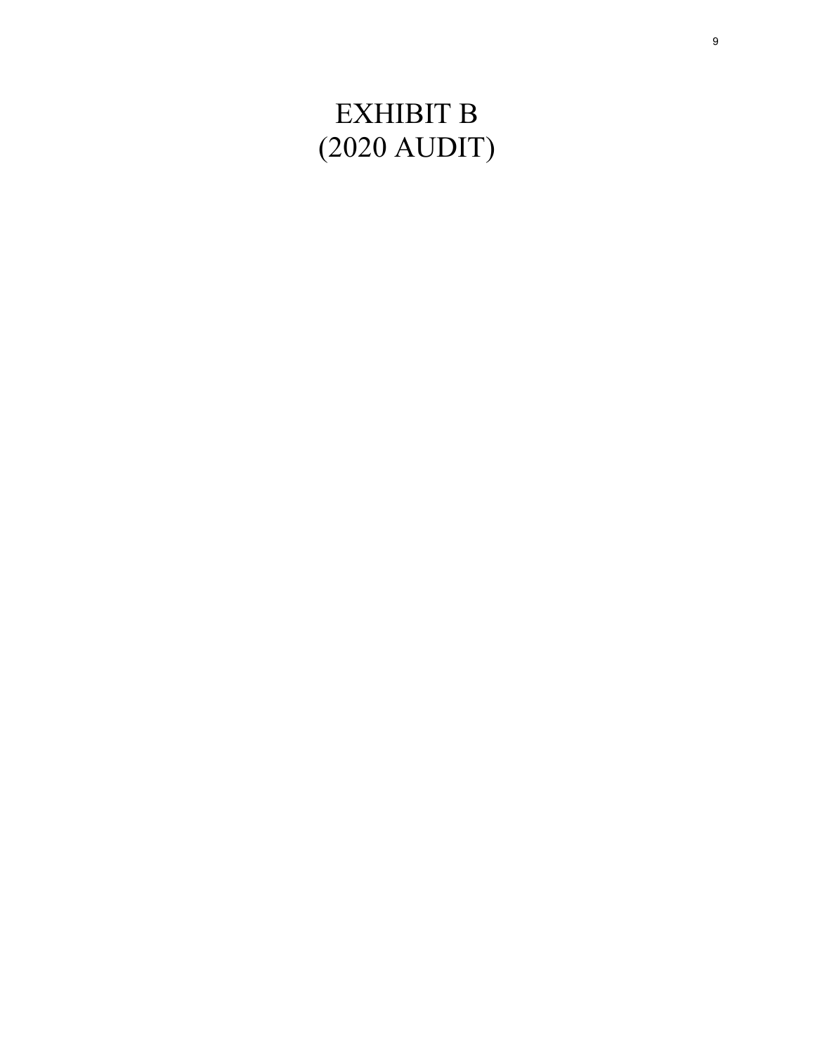# EXHIBIT B
# (2020 AUDIT)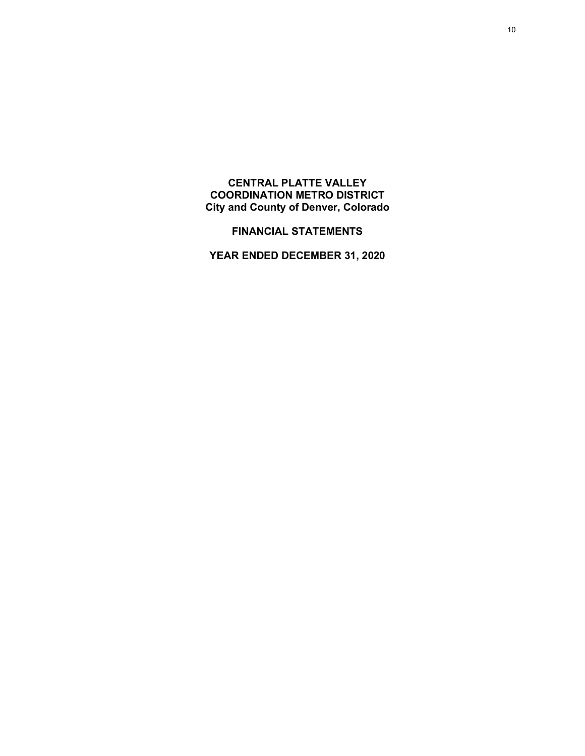**CENTRAL PLATTE VALLEY**
**COORDINATION METRO DISTRICT**
**City and County of Denver, Colorado**

**FINANCIAL STATEMENTS**

**YEAR ENDED DECEMBER 31, 2020**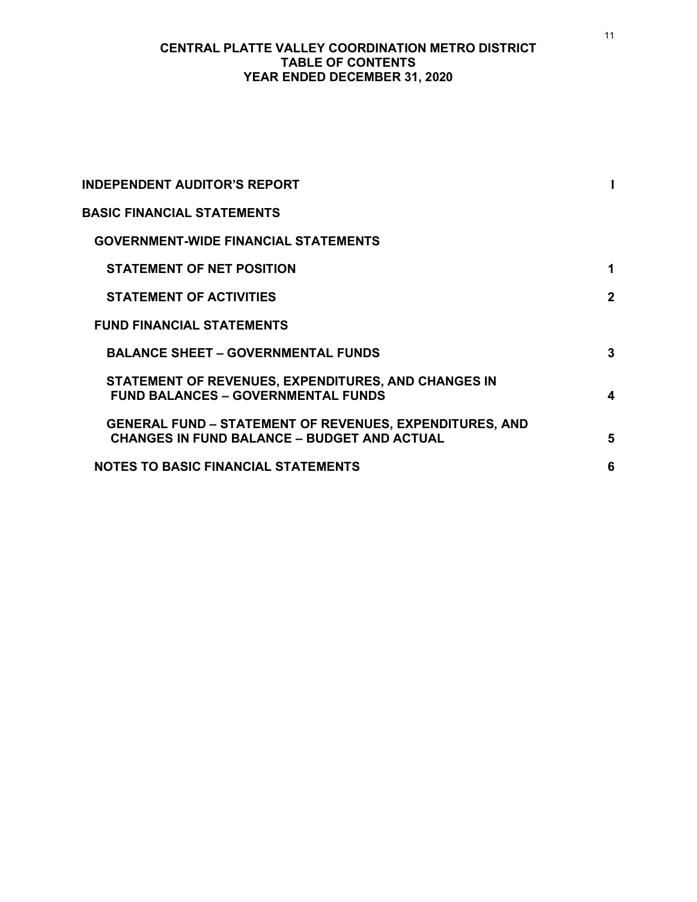# CENTRAL PLATTE VALLEY COORDINATION METRO DISTRICT
## TABLE OF CONTENTS
## YEAR ENDED DECEMBER 31, 2020

| | |
|---|---|
| **INDEPENDENT AUDITOR'S REPORT** | **I** |
| **BASIC FINANCIAL STATEMENTS** | |
| **GOVERNMENT-WIDE FINANCIAL STATEMENTS** | |
| **STATEMENT OF NET POSITION** | **1** |
| **STATEMENT OF ACTIVITIES** | **2** |
| **FUND FINANCIAL STATEMENTS** | |
| **BALANCE SHEET – GOVERNMENTAL FUNDS** | **3** |
| **STATEMENT OF REVENUES, EXPENDITURES, AND CHANGES IN FUND BALANCES – GOVERNMENTAL FUNDS** | **4** |
| **GENERAL FUND – STATEMENT OF REVENUES, EXPENDITURES, AND CHANGES IN FUND BALANCE – BUDGET AND ACTUAL** | **5** |
| **NOTES TO BASIC FINANCIAL STATEMENTS** | **6** |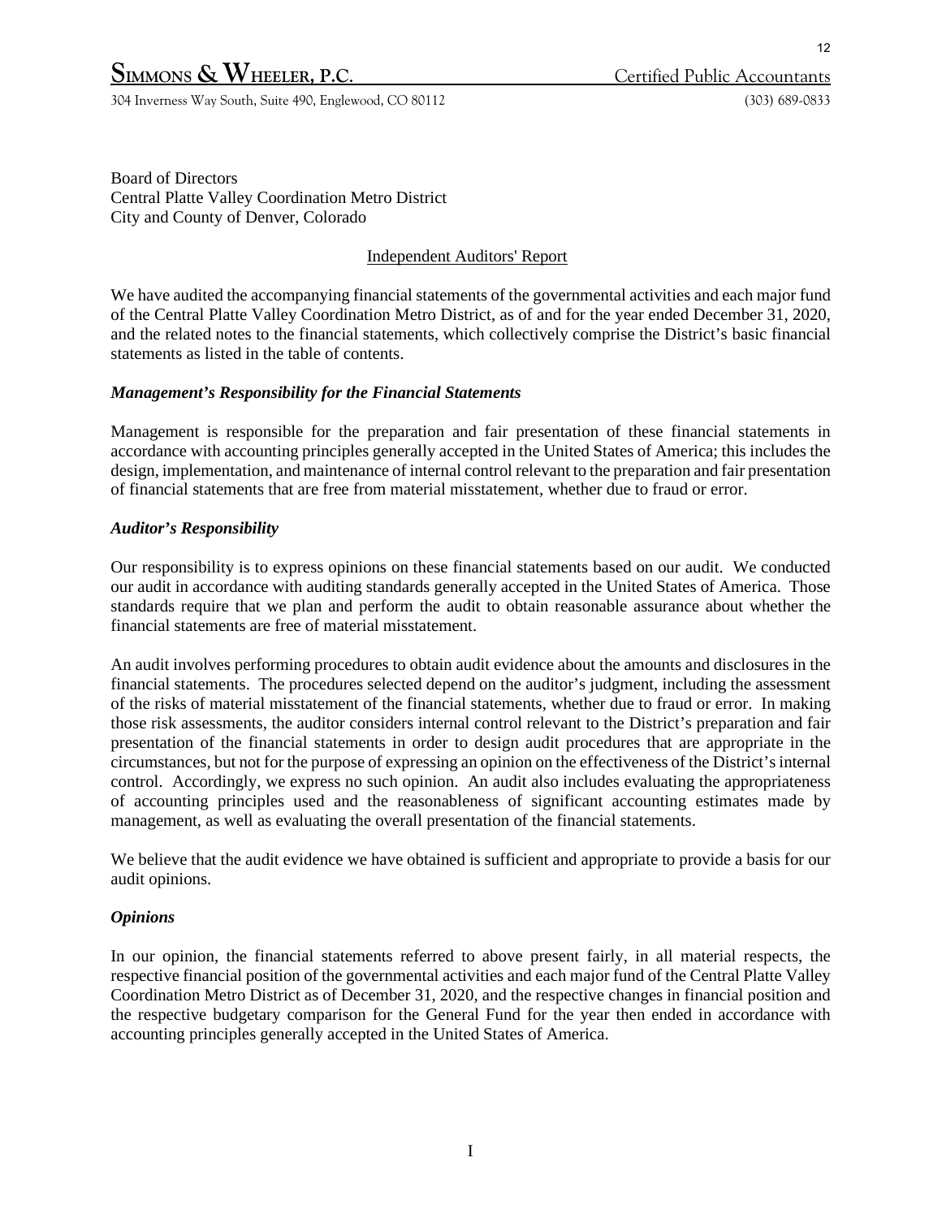**SIMMONS & WHEELER, P.C.** Certified Public Accountants

304 Inverness Way South, Suite 490, Englewood, CO 80112 (303) 689-0833

Board of Directors
Central Platte Valley Coordination Metro District
City and County of Denver, Colorado

Independent Auditors' Report

We have audited the accompanying financial statements of the governmental activities and each major fund of the Central Platte Valley Coordination Metro District, as of and for the year ended December 31, 2020, and the related notes to the financial statements, which collectively comprise the District's basic financial statements as listed in the table of contents.

### *Management's Responsibility for the Financial Statements*

Management is responsible for the preparation and fair presentation of these financial statements in accordance with accounting principles generally accepted in the United States of America; this includes the design, implementation, and maintenance of internal control relevant to the preparation and fair presentation of financial statements that are free from material misstatement, whether due to fraud or error.

### *Auditor's Responsibility*

Our responsibility is to express opinions on these financial statements based on our audit. We conducted our audit in accordance with auditing standards generally accepted in the United States of America. Those standards require that we plan and perform the audit to obtain reasonable assurance about whether the financial statements are free of material misstatement.

An audit involves performing procedures to obtain audit evidence about the amounts and disclosures in the financial statements. The procedures selected depend on the auditor's judgment, including the assessment of the risks of material misstatement of the financial statements, whether due to fraud or error. In making those risk assessments, the auditor considers internal control relevant to the District's preparation and fair presentation of the financial statements in order to design audit procedures that are appropriate in the circumstances, but not for the purpose of expressing an opinion on the effectiveness of the District's internal control. Accordingly, we express no such opinion. An audit also includes evaluating the appropriateness of accounting principles used and the reasonableness of significant accounting estimates made by management, as well as evaluating the overall presentation of the financial statements.

We believe that the audit evidence we have obtained is sufficient and appropriate to provide a basis for our audit opinions.

### *Opinions*

In our opinion, the financial statements referred to above present fairly, in all material respects, the respective financial position of the governmental activities and each major fund of the Central Platte Valley Coordination Metro District as of December 31, 2020, and the respective changes in financial position and the respective budgetary comparison for the General Fund for the year then ended in accordance with accounting principles generally accepted in the United States of America.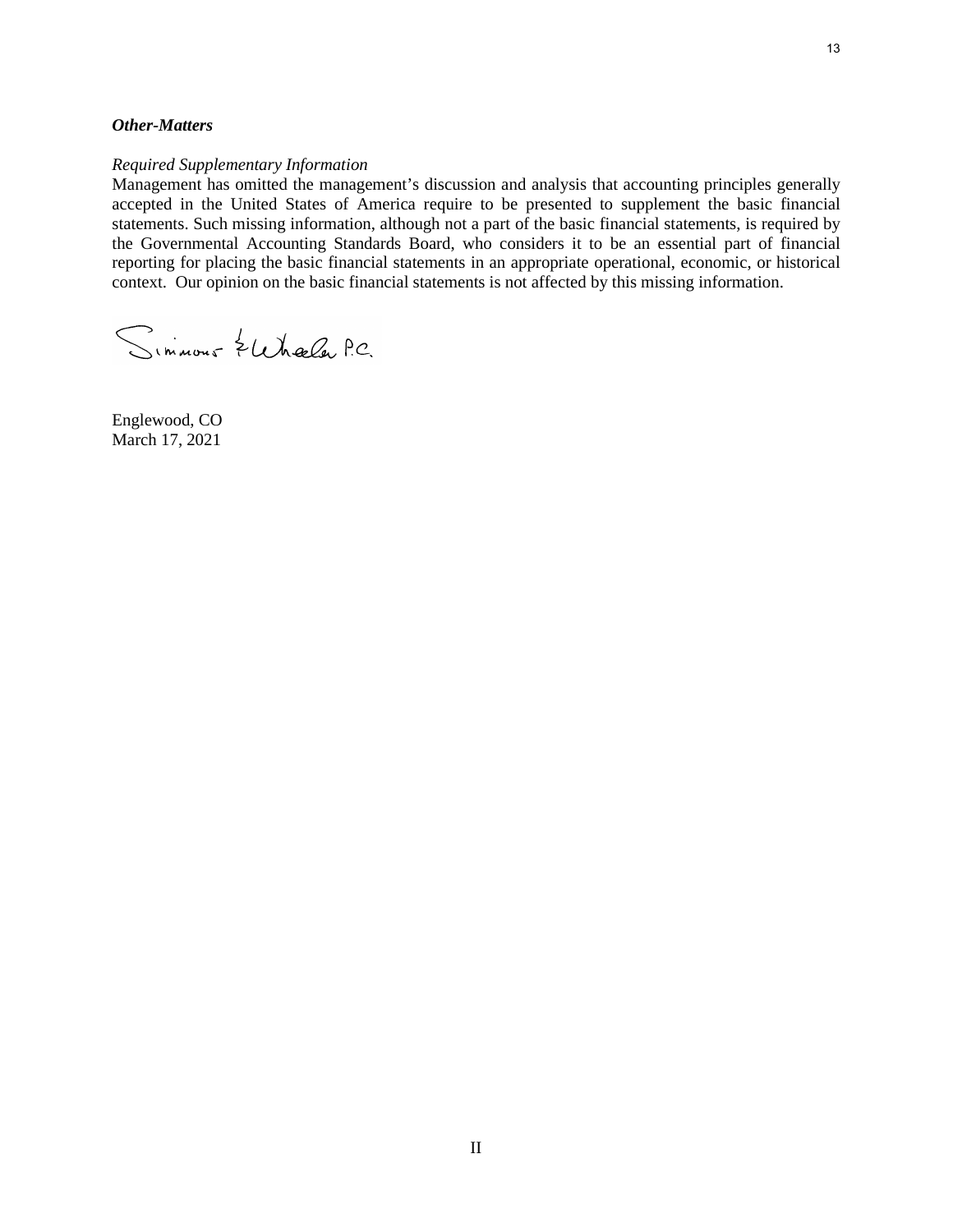***Other-Matters***

*Required Supplementary Information*

Management has omitted the management's discussion and analysis that accounting principles generally accepted in the United States of America require to be presented to supplement the basic financial statements. Such missing information, although not a part of the basic financial statements, is required by the Governmental Accounting Standards Board, who considers it to be an essential part of financial reporting for placing the basic financial statements in an appropriate operational, economic, or historical context. Our opinion on the basic financial statements is not affected by this missing information.

Simmons & Wheeler P.C.

Englewood, CO
March 17, 2021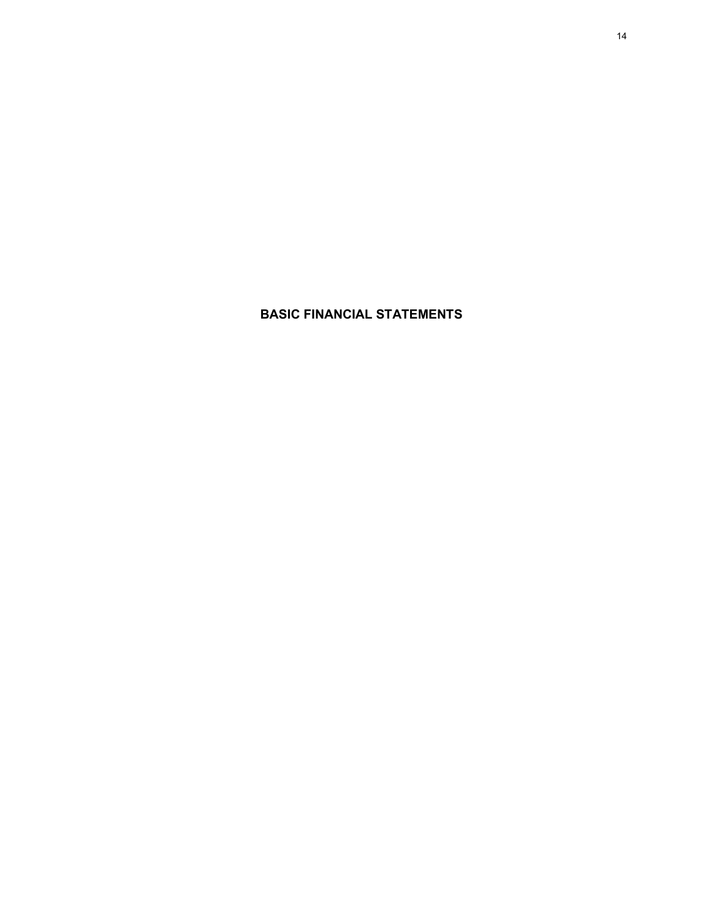# BASIC FINANCIAL STATEMENTS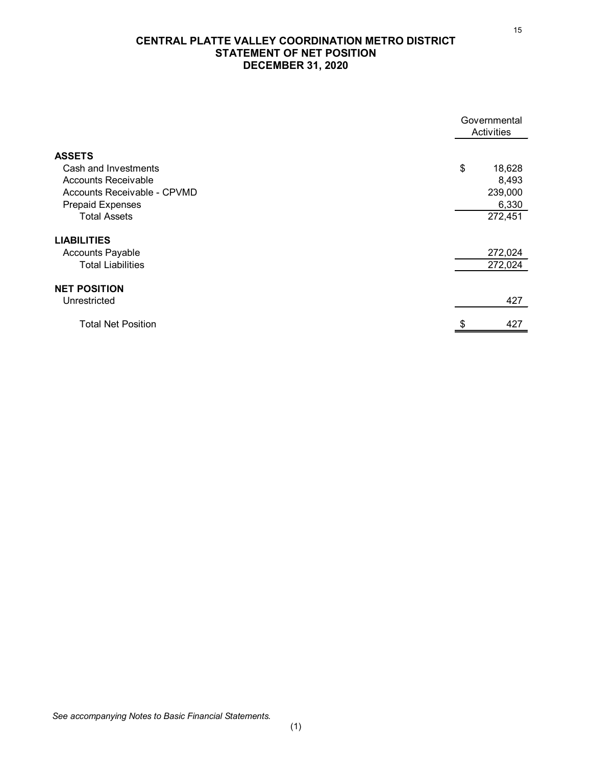# CENTRAL PLATTE VALLEY COORDINATION METRO DISTRICT
## STATEMENT OF NET POSITION
## DECEMBER 31, 2020

| | Governmental Activities |
|---|---|
| **ASSETS** | |
| Cash and Investments | $ 18,628 |
| Accounts Receivable | 8,493 |
| Accounts Receivable - CPVMD | 239,000 |
| Prepaid Expenses | 6,330 |
| Total Assets | 272,451 |
| **LIABILITIES** | |
| Accounts Payable | 272,024 |
| Total Liabilities | 272,024 |
| **NET POSITION** | |
| Unrestricted | 427 |
| Total Net Position | $ 427 |

*See accompanying Notes to Basic Financial Statements.*

(1)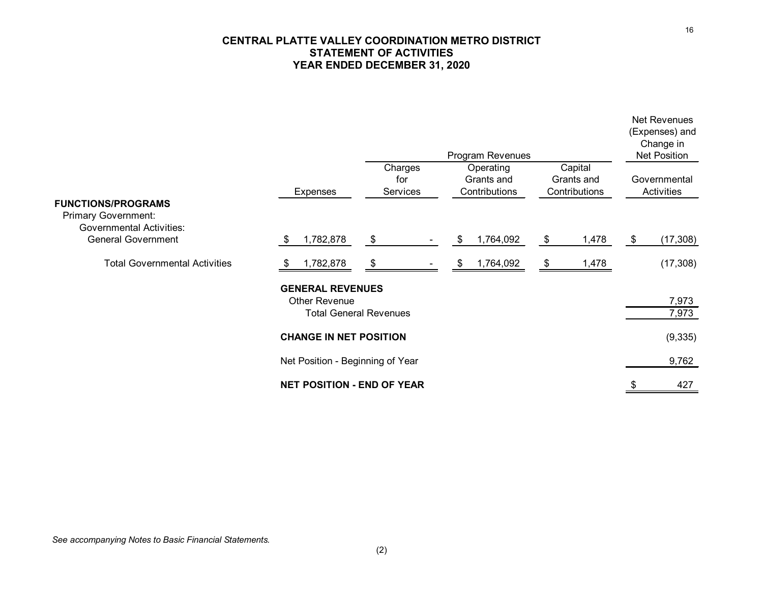# CENTRAL PLATTE VALLEY COORDINATION METRO DISTRICT
## STATEMENT OF ACTIVITIES
## YEAR ENDED DECEMBER 31, 2020

| | | Program Revenues | | | Net Revenues (Expenses) and Change in Net Position |
|---|---|---|---|---|---|
| | Expenses | Charges for Services | Operating Grants and Contributions | Capital Grants and Contributions | Governmental Activities |
| **FUNCTIONS/PROGRAMS** | | | | | |
| Primary Government: | | | | | |
| Governmental Activities: | | | | | |
| General Government | $ 1,782,878 | $ - | $ 1,764,092 | $ 1,478 | $ (17,308) |
| Total Governmental Activities | $ 1,782,878 | $ - | $ 1,764,092 | $ 1,478 | (17,308) |
| | **GENERAL REVENUES** | | | | |
| | Other Revenue | | | | 7,973 |
| | Total General Revenues | | | | 7,973 |
| | **CHANGE IN NET POSITION** | | | | (9,335) |
| | Net Position - Beginning of Year | | | | 9,762 |
| | **NET POSITION - END OF YEAR** | | | | $ 427 |

*See accompanying Notes to Basic Financial Statements.*

(2)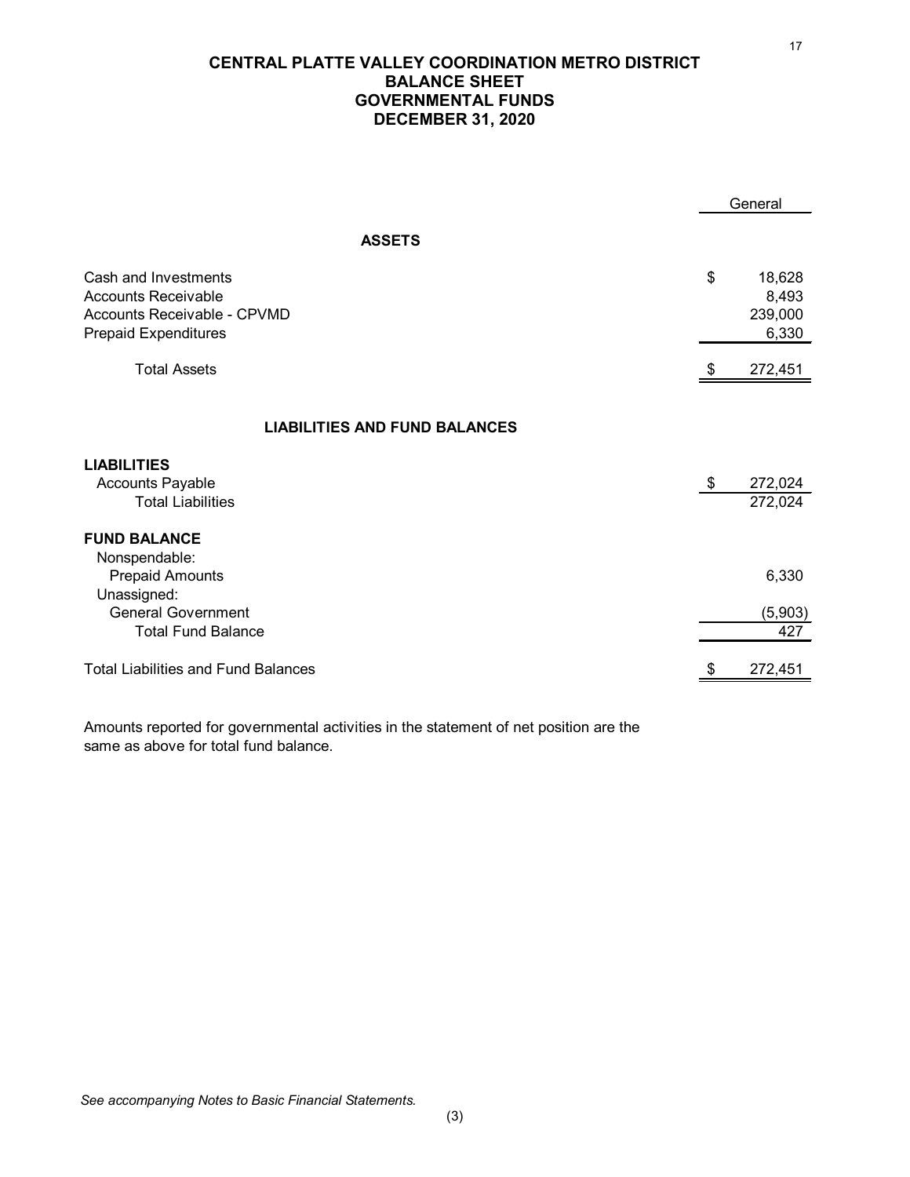# CENTRAL PLATTE VALLEY COORDINATION METRO DISTRICT
## BALANCE SHEET
## GOVERNMENTAL FUNDS
## DECEMBER 31, 2020

| | General |
|---|---|
| **ASSETS** | |
| Cash and Investments | $ 18,628 |
| Accounts Receivable | 8,493 |
| Accounts Receivable - CPVMD | 239,000 |
| Prepaid Expenditures | 6,330 |
| Total Assets | $ 272,451 |
| **LIABILITIES AND FUND BALANCES** | |
| **LIABILITIES** | |
| Accounts Payable | $ 272,024 |
| Total Liabilities | 272,024 |
| **FUND BALANCE** | |
| Nonspendable: | |
| Prepaid Amounts | 6,330 |
| Unassigned: | |
| General Government | (5,903) |
| Total Fund Balance | 427 |
| Total Liabilities and Fund Balances | $ 272,451 |

Amounts reported for governmental activities in the statement of net position are the same as above for total fund balance.

*See accompanying Notes to Basic Financial Statements.*

(3)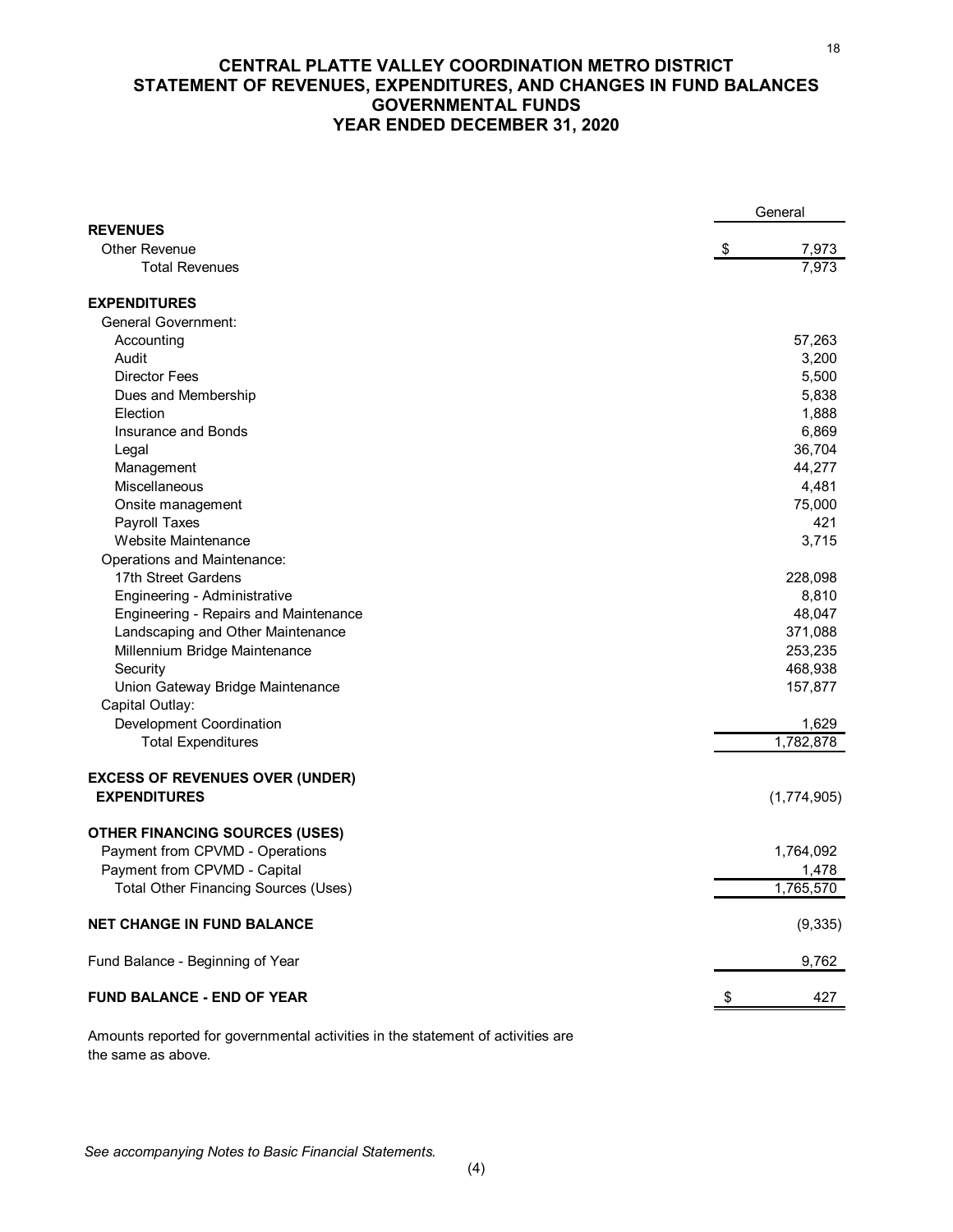# CENTRAL PLATTE VALLEY COORDINATION METRO DISTRICT
## STATEMENT OF REVENUES, EXPENDITURES, AND CHANGES IN FUND BALANCES
## GOVERNMENTAL FUNDS
## YEAR ENDED DECEMBER 31, 2020

| | General |
|---|---|
| **REVENUES** | |
| Other Revenue | $ 7,973 |
| Total Revenues | 7,973 |
| | |
| **EXPENDITURES** | |
| General Government: | |
| Accounting | 57,263 |
| Audit | 3,200 |
| Director Fees | 5,500 |
| Dues and Membership | 5,838 |
| Election | 1,888 |
| Insurance and Bonds | 6,869 |
| Legal | 36,704 |
| Management | 44,277 |
| Miscellaneous | 4,481 |
| Onsite management | 75,000 |
| Payroll Taxes | 421 |
| Website Maintenance | 3,715 |
| Operations and Maintenance: | |
| 17th Street Gardens | 228,098 |
| Engineering - Administrative | 8,810 |
| Engineering - Repairs and Maintenance | 48,047 |
| Landscaping and Other Maintenance | 371,088 |
| Millennium Bridge Maintenance | 253,235 |
| Security | 468,938 |
| Union Gateway Bridge Maintenance | 157,877 |
| Capital Outlay: | |
| Development Coordination | 1,629 |
| Total Expenditures | 1,782,878 |
| | |
| **EXCESS OF REVENUES OVER (UNDER) EXPENDITURES** | (1,774,905) |
| | |
| **OTHER FINANCING SOURCES (USES)** | |
| Payment from CPVMD - Operations | 1,764,092 |
| Payment from CPVMD - Capital | 1,478 |
| Total Other Financing Sources (Uses) | 1,765,570 |
| | |
| **NET CHANGE IN FUND BALANCE** | (9,335) |
| | |
| Fund Balance - Beginning of Year | 9,762 |
| | |
| **FUND BALANCE - END OF YEAR** | $ 427 |

Amounts reported for governmental activities in the statement of activities are the same as above.

*See accompanying Notes to Basic Financial Statements.*

(4)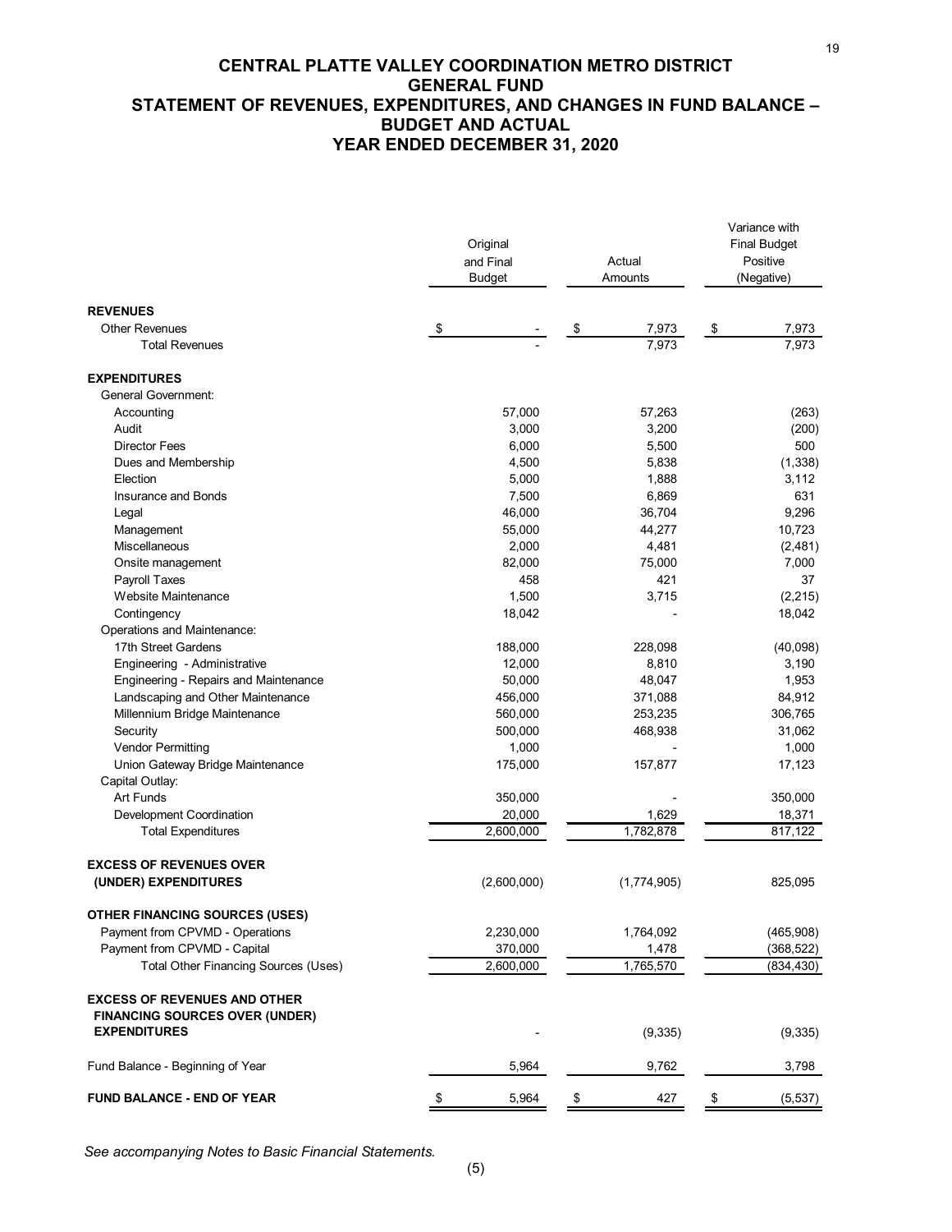# CENTRAL PLATTE VALLEY COORDINATION METRO DISTRICT
## GENERAL FUND
## STATEMENT OF REVENUES, EXPENDITURES, AND CHANGES IN FUND BALANCE – BUDGET AND ACTUAL
## YEAR ENDED DECEMBER 31, 2020

| | Original and Final Budget | Actual Amounts | Variance with Final Budget Positive (Negative) |
|---|---|---|---|
| **REVENUES** | | | |
| Other Revenues | $ - | $ 7,973 | $ 7,973 |
| Total Revenues | - | 7,973 | 7,973 |
| **EXPENDITURES** | | | |
| General Government: | | | |
| Accounting | 57,000 | 57,263 | (263) |
| Audit | 3,000 | 3,200 | (200) |
| Director Fees | 6,000 | 5,500 | 500 |
| Dues and Membership | 4,500 | 5,838 | (1,338) |
| Election | 5,000 | 1,888 | 3,112 |
| Insurance and Bonds | 7,500 | 6,869 | 631 |
| Legal | 46,000 | 36,704 | 9,296 |
| Management | 55,000 | 44,277 | 10,723 |
| Miscellaneous | 2,000 | 4,481 | (2,481) |
| Onsite management | 82,000 | 75,000 | 7,000 |
| Payroll Taxes | 458 | 421 | 37 |
| Website Maintenance | 1,500 | 3,715 | (2,215) |
| Contingency | 18,042 | - | 18,042 |
| Operations and Maintenance: | | | |
| 17th Street Gardens | 188,000 | 228,098 | (40,098) |
| Engineering - Administrative | 12,000 | 8,810 | 3,190 |
| Engineering - Repairs and Maintenance | 50,000 | 48,047 | 1,953 |
| Landscaping and Other Maintenance | 456,000 | 371,088 | 84,912 |
| Millennium Bridge Maintenance | 560,000 | 253,235 | 306,765 |
| Security | 500,000 | 468,938 | 31,062 |
| Vendor Permitting | 1,000 | - | 1,000 |
| Union Gateway Bridge Maintenance | 175,000 | 157,877 | 17,123 |
| Capital Outlay: | | | |
| Art Funds | 350,000 | - | 350,000 |
| Development Coordination | 20,000 | 1,629 | 18,371 |
| Total Expenditures | 2,600,000 | 1,782,878 | 817,122 |
| **EXCESS OF REVENUES OVER (UNDER) EXPENDITURES** | (2,600,000) | (1,774,905) | 825,095 |
| **OTHER FINANCING SOURCES (USES)** | | | |
| Payment from CPVMD - Operations | 2,230,000 | 1,764,092 | (465,908) |
| Payment from CPVMD - Capital | 370,000 | 1,478 | (368,522) |
| Total Other Financing Sources (Uses) | 2,600,000 | 1,765,570 | (834,430) |
| **EXCESS OF REVENUES AND OTHER FINANCING SOURCES OVER (UNDER) EXPENDITURES** | - | (9,335) | (9,335) |
| Fund Balance - Beginning of Year | 5,964 | 9,762 | 3,798 |
| **FUND BALANCE - END OF YEAR** | $ 5,964 | $ 427 | $ (5,537) |

*See accompanying Notes to Basic Financial Statements.*

(5)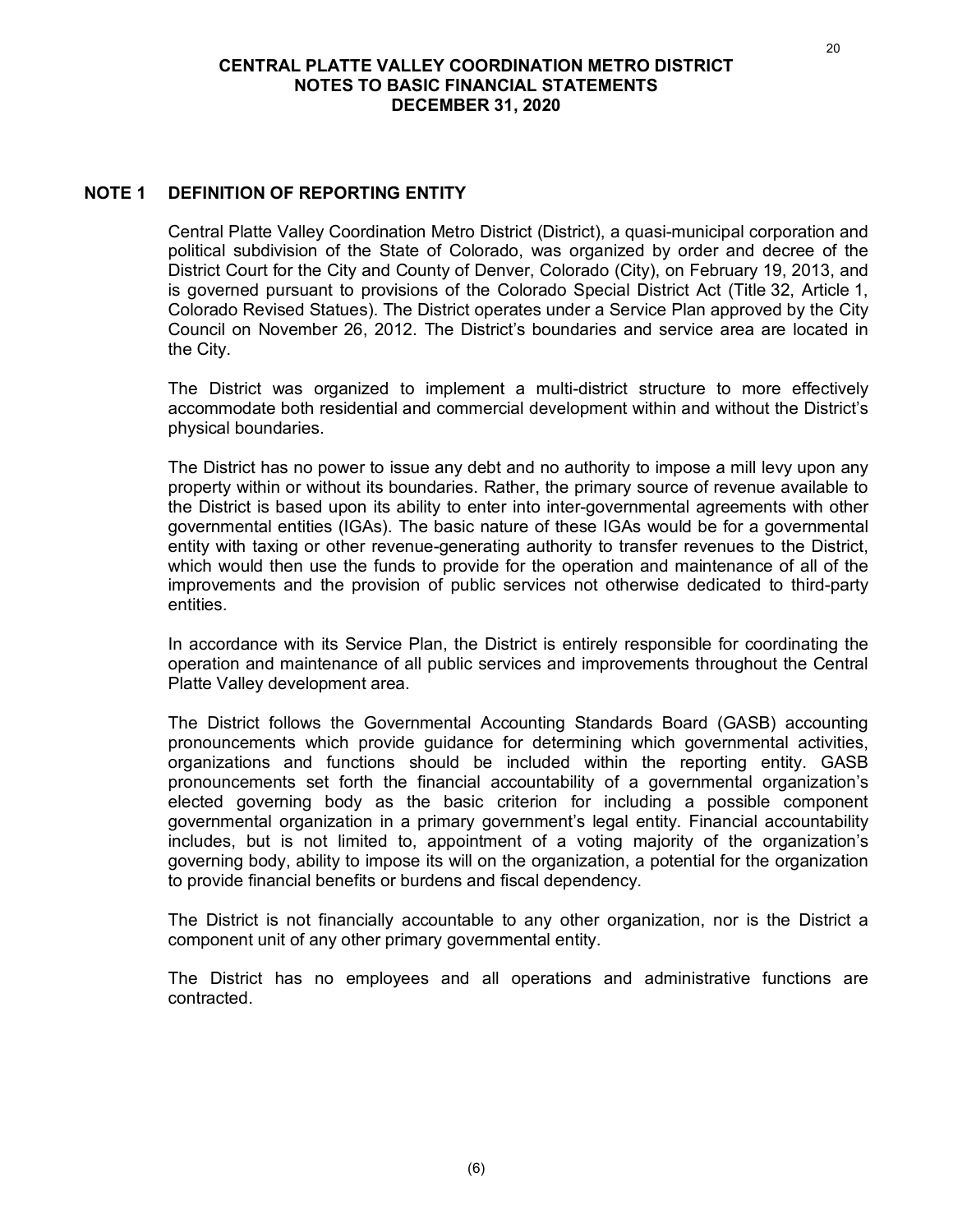# CENTRAL PLATTE VALLEY COORDINATION METRO DISTRICT
## NOTES TO BASIC FINANCIAL STATEMENTS
## DECEMBER 31, 2020

## NOTE 1 DEFINITION OF REPORTING ENTITY

Central Platte Valley Coordination Metro District (District), a quasi-municipal corporation and political subdivision of the State of Colorado, was organized by order and decree of the District Court for the City and County of Denver, Colorado (City), on February 19, 2013, and is governed pursuant to provisions of the Colorado Special District Act (Title 32, Article 1, Colorado Revised Statues). The District operates under a Service Plan approved by the City Council on November 26, 2012. The District's boundaries and service area are located in the City.

The District was organized to implement a multi-district structure to more effectively accommodate both residential and commercial development within and without the District's physical boundaries.

The District has no power to issue any debt and no authority to impose a mill levy upon any property within or without its boundaries. Rather, the primary source of revenue available to the District is based upon its ability to enter into inter-governmental agreements with other governmental entities (IGAs). The basic nature of these IGAs would be for a governmental entity with taxing or other revenue-generating authority to transfer revenues to the District, which would then use the funds to provide for the operation and maintenance of all of the improvements and the provision of public services not otherwise dedicated to third-party entities.

In accordance with its Service Plan, the District is entirely responsible for coordinating the operation and maintenance of all public services and improvements throughout the Central Platte Valley development area.

The District follows the Governmental Accounting Standards Board (GASB) accounting pronouncements which provide guidance for determining which governmental activities, organizations and functions should be included within the reporting entity. GASB pronouncements set forth the financial accountability of a governmental organization's elected governing body as the basic criterion for including a possible component governmental organization in a primary government's legal entity. Financial accountability includes, but is not limited to, appointment of a voting majority of the organization's governing body, ability to impose its will on the organization, a potential for the organization to provide financial benefits or burdens and fiscal dependency.

The District is not financially accountable to any other organization, nor is the District a component unit of any other primary governmental entity.

The District has no employees and all operations and administrative functions are contracted.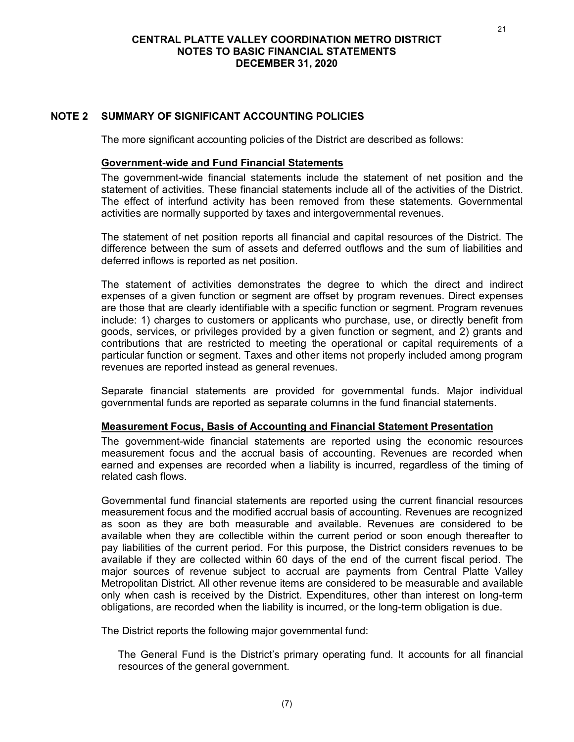## NOTE 2 SUMMARY OF SIGNIFICANT ACCOUNTING POLICIES

The more significant accounting policies of the District are described as follows:

### Government-wide and Fund Financial Statements

The government-wide financial statements include the statement of net position and the statement of activities. These financial statements include all of the activities of the District. The effect of interfund activity has been removed from these statements. Governmental activities are normally supported by taxes and intergovernmental revenues.

The statement of net position reports all financial and capital resources of the District. The difference between the sum of assets and deferred outflows and the sum of liabilities and deferred inflows is reported as net position.

The statement of activities demonstrates the degree to which the direct and indirect expenses of a given function or segment are offset by program revenues. Direct expenses are those that are clearly identifiable with a specific function or segment. Program revenues include: 1) charges to customers or applicants who purchase, use, or directly benefit from goods, services, or privileges provided by a given function or segment, and 2) grants and contributions that are restricted to meeting the operational or capital requirements of a particular function or segment. Taxes and other items not properly included among program revenues are reported instead as general revenues.

Separate financial statements are provided for governmental funds. Major individual governmental funds are reported as separate columns in the fund financial statements.

### Measurement Focus, Basis of Accounting and Financial Statement Presentation

The government-wide financial statements are reported using the economic resources measurement focus and the accrual basis of accounting. Revenues are recorded when earned and expenses are recorded when a liability is incurred, regardless of the timing of related cash flows.

Governmental fund financial statements are reported using the current financial resources measurement focus and the modified accrual basis of accounting. Revenues are recognized as soon as they are both measurable and available. Revenues are considered to be available when they are collectible within the current period or soon enough thereafter to pay liabilities of the current period. For this purpose, the District considers revenues to be available if they are collected within 60 days of the end of the current fiscal period. The major sources of revenue subject to accrual are payments from Central Platte Valley Metropolitan District. All other revenue items are considered to be measurable and available only when cash is received by the District. Expenditures, other than interest on long-term obligations, are recorded when the liability is incurred, or the long-term obligation is due.

The District reports the following major governmental fund:

The General Fund is the District's primary operating fund. It accounts for all financial resources of the general government.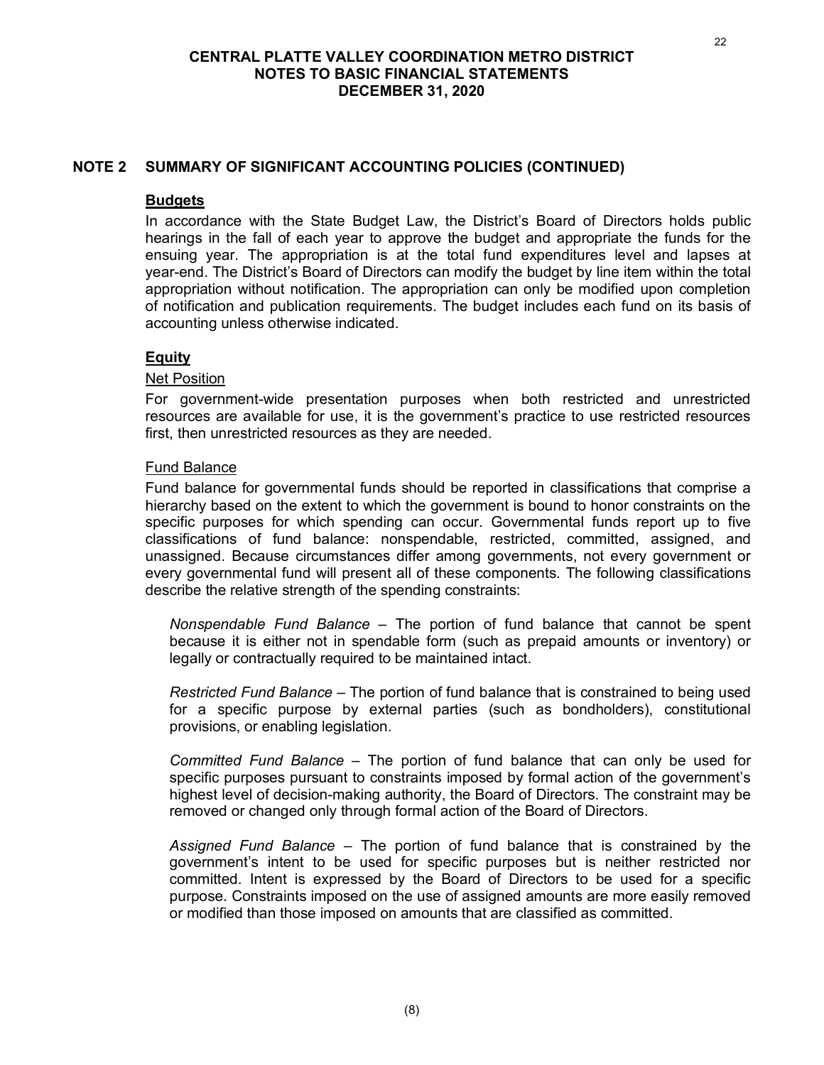## NOTE 2 SUMMARY OF SIGNIFICANT ACCOUNTING POLICIES (CONTINUED)

**Budgets**

In accordance with the State Budget Law, the District's Board of Directors holds public hearings in the fall of each year to approve the budget and appropriate the funds for the ensuing year. The appropriation is at the total fund expenditures level and lapses at year-end. The District's Board of Directors can modify the budget by line item within the total appropriation without notification. The appropriation can only be modified upon completion of notification and publication requirements. The budget includes each fund on its basis of accounting unless otherwise indicated.

**Equity**

Net Position

For government-wide presentation purposes when both restricted and unrestricted resources are available for use, it is the government's practice to use restricted resources first, then unrestricted resources as they are needed.

Fund Balance

Fund balance for governmental funds should be reported in classifications that comprise a hierarchy based on the extent to which the government is bound to honor constraints on the specific purposes for which spending can occur. Governmental funds report up to five classifications of fund balance: nonspendable, restricted, committed, assigned, and unassigned. Because circumstances differ among governments, not every government or every governmental fund will present all of these components. The following classifications describe the relative strength of the spending constraints:

*Nonspendable Fund Balance* – The portion of fund balance that cannot be spent because it is either not in spendable form (such as prepaid amounts or inventory) or legally or contractually required to be maintained intact.

*Restricted Fund Balance* – The portion of fund balance that is constrained to being used for a specific purpose by external parties (such as bondholders), constitutional provisions, or enabling legislation.

*Committed Fund Balance* – The portion of fund balance that can only be used for specific purposes pursuant to constraints imposed by formal action of the government's highest level of decision-making authority, the Board of Directors. The constraint may be removed or changed only through formal action of the Board of Directors.

*Assigned Fund Balance* – The portion of fund balance that is constrained by the government's intent to be used for specific purposes but is neither restricted nor committed. Intent is expressed by the Board of Directors to be used for a specific purpose. Constraints imposed on the use of assigned amounts are more easily removed or modified than those imposed on amounts that are classified as committed.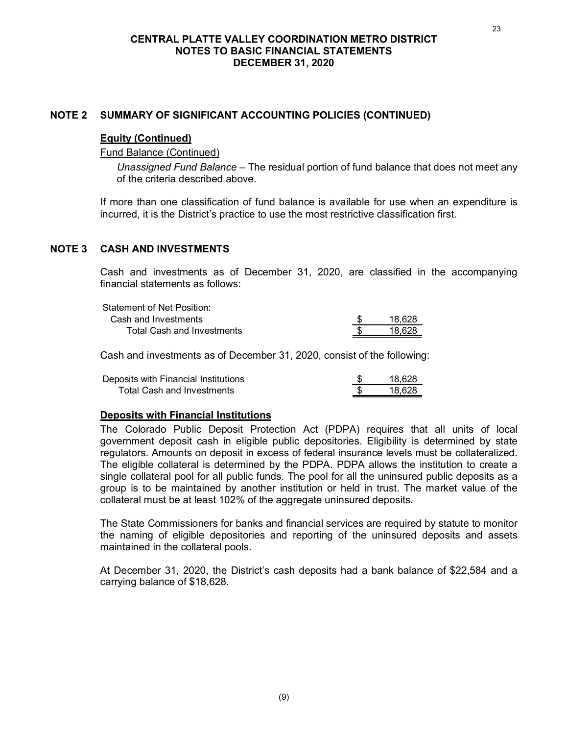**CENTRAL PLATTE VALLEY COORDINATION METRO DISTRICT**
**NOTES TO BASIC FINANCIAL STATEMENTS**
**DECEMBER 31, 2020**

## NOTE 2 SUMMARY OF SIGNIFICANT ACCOUNTING POLICIES (CONTINUED)

**Equity (Continued)**

Fund Balance (Continued)

*Unassigned Fund Balance* – The residual portion of fund balance that does not meet any of the criteria described above.

If more than one classification of fund balance is available for use when an expenditure is incurred, it is the District's practice to use the most restrictive classification first.

## NOTE 3 CASH AND INVESTMENTS

Cash and investments as of December 31, 2020, are classified in the accompanying financial statements as follows:

| | |
|---|---|
| Statement of Net Position: | |
| Cash and Investments | $ 18,628 |
| Total Cash and Investments | $ 18,628 |

Cash and investments as of December 31, 2020, consist of the following:

| | |
|---|---|
| Deposits with Financial Institutions | $ 18,628 |
| Total Cash and Investments | $ 18,628 |

**Deposits with Financial Institutions**

The Colorado Public Deposit Protection Act (PDPA) requires that all units of local government deposit cash in eligible public depositories. Eligibility is determined by state regulators. Amounts on deposit in excess of federal insurance levels must be collateralized. The eligible collateral is determined by the PDPA. PDPA allows the institution to create a single collateral pool for all public funds. The pool for all the uninsured public deposits as a group is to be maintained by another institution or held in trust. The market value of the collateral must be at least 102% of the aggregate uninsured deposits.

The State Commissioners for banks and financial services are required by statute to monitor the naming of eligible depositories and reporting of the uninsured deposits and assets maintained in the collateral pools.

At December 31, 2020, the District's cash deposits had a bank balance of $22,584 and a carrying balance of $18,628.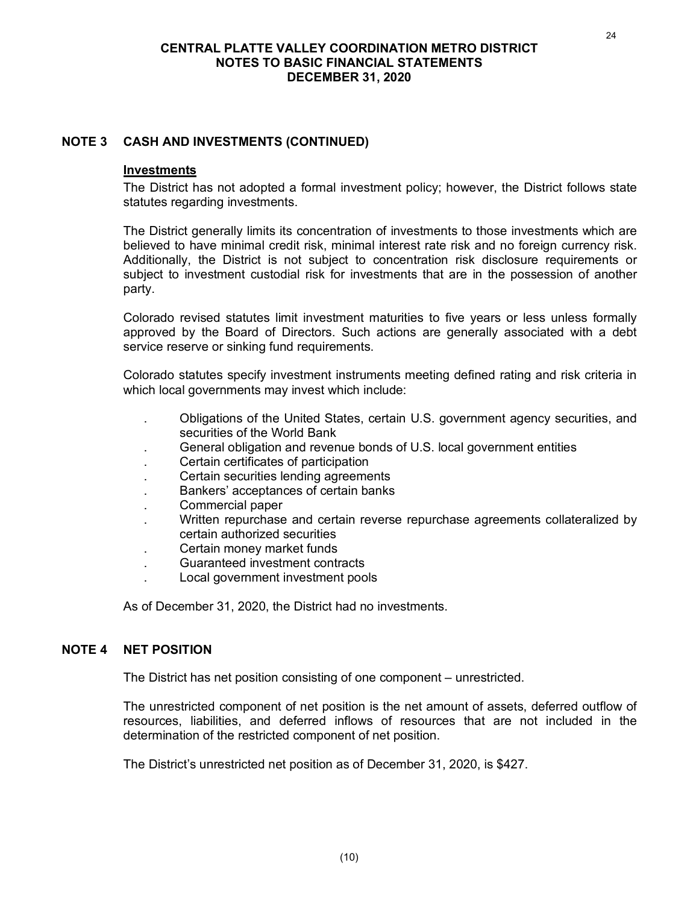## NOTE 3 CASH AND INVESTMENTS (CONTINUED)

### Investments

The District has not adopted a formal investment policy; however, the District follows state statutes regarding investments.

The District generally limits its concentration of investments to those investments which are believed to have minimal credit risk, minimal interest rate risk and no foreign currency risk. Additionally, the District is not subject to concentration risk disclosure requirements or subject to investment custodial risk for investments that are in the possession of another party.

Colorado revised statutes limit investment maturities to five years or less unless formally approved by the Board of Directors. Such actions are generally associated with a debt service reserve or sinking fund requirements.

Colorado statutes specify investment instruments meeting defined rating and risk criteria in which local governments may invest which include:

- Obligations of the United States, certain U.S. government agency securities, and securities of the World Bank
- General obligation and revenue bonds of U.S. local government entities
- Certain certificates of participation
- Certain securities lending agreements
- Bankers' acceptances of certain banks
- Commercial paper
- Written repurchase and certain reverse repurchase agreements collateralized by certain authorized securities
- Certain money market funds
- Guaranteed investment contracts
- Local government investment pools

As of December 31, 2020, the District had no investments.

## NOTE 4 NET POSITION

The District has net position consisting of one component – unrestricted.

The unrestricted component of net position is the net amount of assets, deferred outflow of resources, liabilities, and deferred inflows of resources that are not included in the determination of the restricted component of net position.

The District's unrestricted net position as of December 31, 2020, is $427.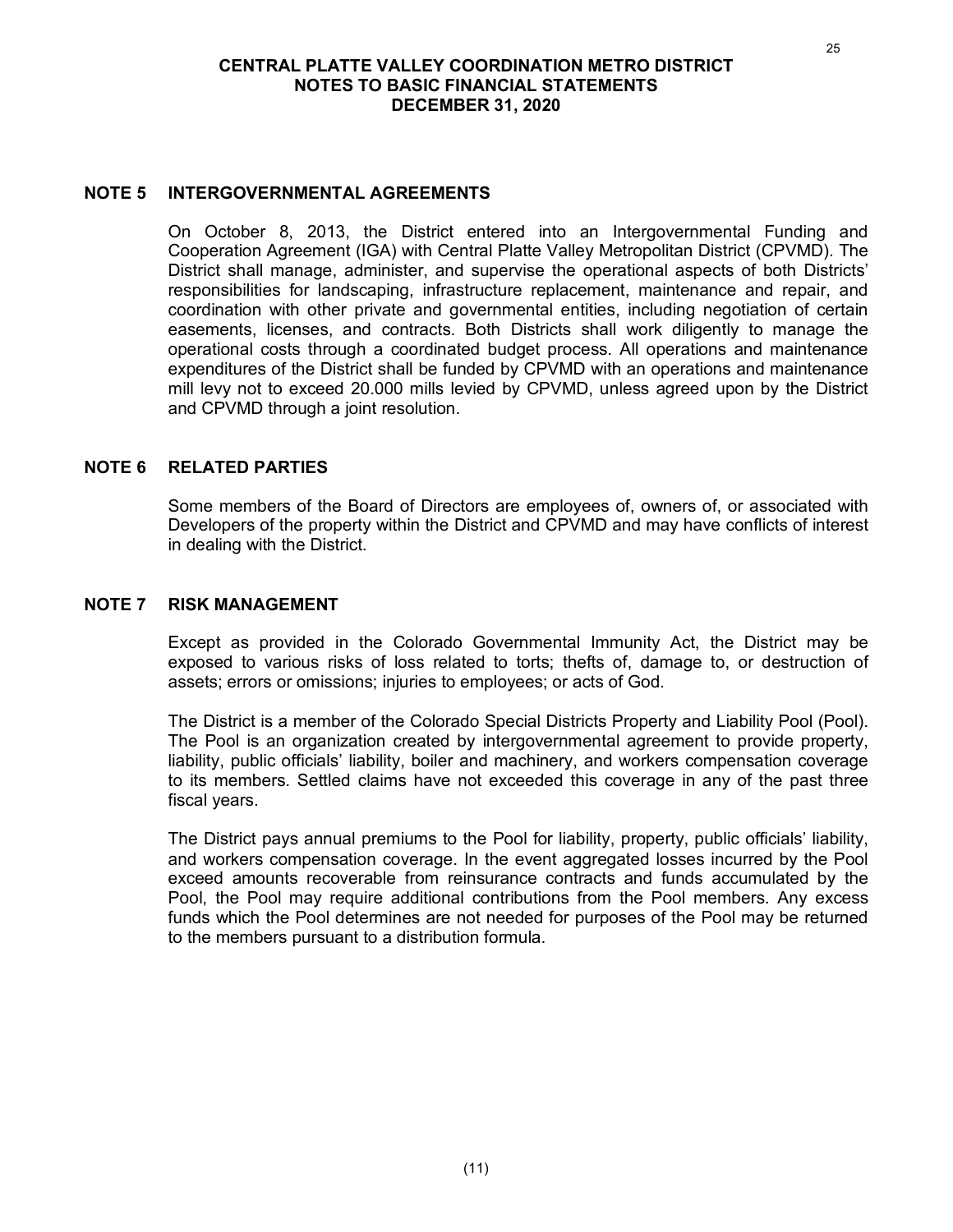## NOTE 5 INTERGOVERNMENTAL AGREEMENTS

On October 8, 2013, the District entered into an Intergovernmental Funding and Cooperation Agreement (IGA) with Central Platte Valley Metropolitan District (CPVMD). The District shall manage, administer, and supervise the operational aspects of both Districts' responsibilities for landscaping, infrastructure replacement, maintenance and repair, and coordination with other private and governmental entities, including negotiation of certain easements, licenses, and contracts. Both Districts shall work diligently to manage the operational costs through a coordinated budget process. All operations and maintenance expenditures of the District shall be funded by CPVMD with an operations and maintenance mill levy not to exceed 20.000 mills levied by CPVMD, unless agreed upon by the District and CPVMD through a joint resolution.

## NOTE 6 RELATED PARTIES

Some members of the Board of Directors are employees of, owners of, or associated with Developers of the property within the District and CPVMD and may have conflicts of interest in dealing with the District.

## NOTE 7 RISK MANAGEMENT

Except as provided in the Colorado Governmental Immunity Act, the District may be exposed to various risks of loss related to torts; thefts of, damage to, or destruction of assets; errors or omissions; injuries to employees; or acts of God.

The District is a member of the Colorado Special Districts Property and Liability Pool (Pool). The Pool is an organization created by intergovernmental agreement to provide property, liability, public officials' liability, boiler and machinery, and workers compensation coverage to its members. Settled claims have not exceeded this coverage in any of the past three fiscal years.

The District pays annual premiums to the Pool for liability, property, public officials' liability, and workers compensation coverage. In the event aggregated losses incurred by the Pool exceed amounts recoverable from reinsurance contracts and funds accumulated by the Pool, the Pool may require additional contributions from the Pool members. Any excess funds which the Pool determines are not needed for purposes of the Pool may be returned to the members pursuant to a distribution formula.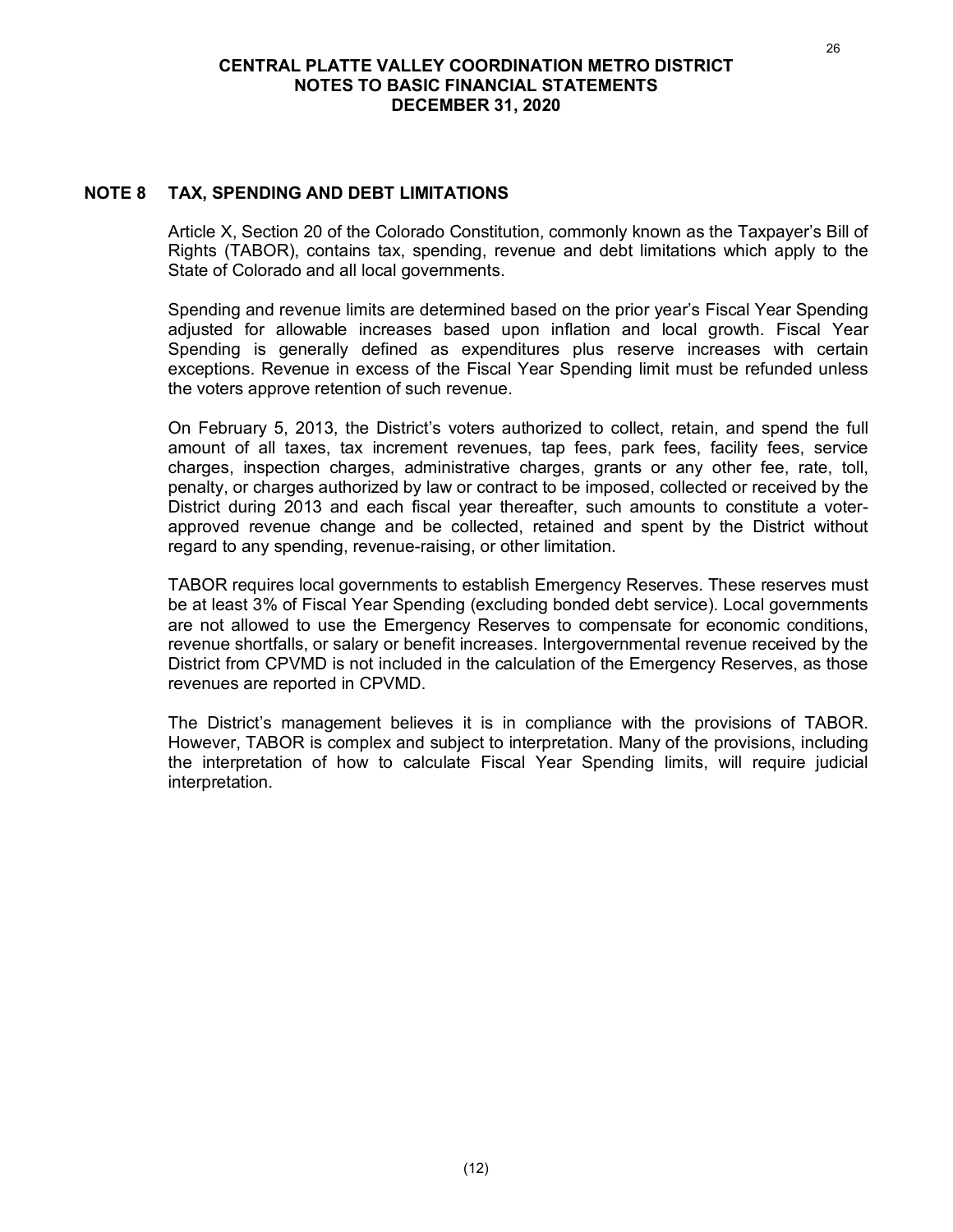## NOTE 8 TAX, SPENDING AND DEBT LIMITATIONS

Article X, Section 20 of the Colorado Constitution, commonly known as the Taxpayer's Bill of Rights (TABOR), contains tax, spending, revenue and debt limitations which apply to the State of Colorado and all local governments.

Spending and revenue limits are determined based on the prior year's Fiscal Year Spending adjusted for allowable increases based upon inflation and local growth. Fiscal Year Spending is generally defined as expenditures plus reserve increases with certain exceptions. Revenue in excess of the Fiscal Year Spending limit must be refunded unless the voters approve retention of such revenue.

On February 5, 2013, the District's voters authorized to collect, retain, and spend the full amount of all taxes, tax increment revenues, tap fees, park fees, facility fees, service charges, inspection charges, administrative charges, grants or any other fee, rate, toll, penalty, or charges authorized by law or contract to be imposed, collected or received by the District during 2013 and each fiscal year thereafter, such amounts to constitute a voter-approved revenue change and be collected, retained and spent by the District without regard to any spending, revenue-raising, or other limitation.

TABOR requires local governments to establish Emergency Reserves. These reserves must be at least 3% of Fiscal Year Spending (excluding bonded debt service). Local governments are not allowed to use the Emergency Reserves to compensate for economic conditions, revenue shortfalls, or salary or benefit increases. Intergovernmental revenue received by the District from CPVMD is not included in the calculation of the Emergency Reserves, as those revenues are reported in CPVMD.

The District's management believes it is in compliance with the provisions of TABOR. However, TABOR is complex and subject to interpretation. Many of the provisions, including the interpretation of how to calculate Fiscal Year Spending limits, will require judicial interpretation.